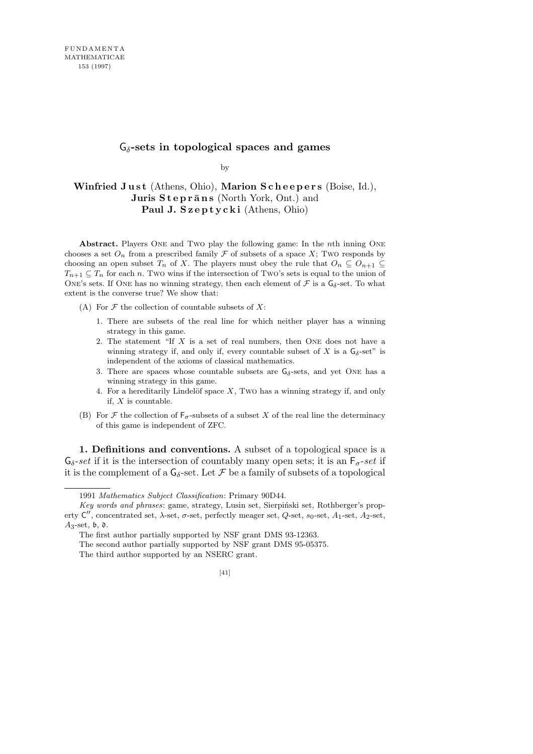# $\mathsf{G}_\delta$-sets in topological spaces and games

by

**Winfried Just** (Athens, Ohio), **Marion Scheepers** (Boise, Id.), **Juris Steprāns** (North York, Ont.) and **Paul J. Szeptycki** (Athens, Ohio)

**Abstract.** Players One and Two play the following game: In the $n$th inning One chooses a set $O_n$ from a prescribed family $\mathcal{F}$ of subsets of a space $X$; Two responds by choosing an open subset $T_n$ of $X$. The players must obey the rule that $O_n \subseteq O_{n+1} \subseteq T_{n+1} \subseteq T_n$ for each $n$. Two wins if the intersection of Two's sets is equal to the union of One's sets. If One has no winning strategy, then each element of $\mathcal{F}$ is a $\mathsf{G}_\delta$-set. To what extent is the converse true? We show that:

(A) For $\mathcal{F}$ the collection of countable subsets of $X$:

1. There are subsets of the real line for which neither player has a winning strategy in this game.
2. The statement "If $X$ is a set of real numbers, then One does not have a winning strategy if, and only if, every countable subset of $X$ is a $\mathsf{G}_\delta$-set" is independent of the axioms of classical mathematics.
3. There are spaces whose countable subsets are $\mathsf{G}_\delta$-sets, and yet One has a winning strategy in this game.
4. For a hereditarily Lindelöf space $X$, Two has a winning strategy if, and only if, $X$ is countable.

(B) For $\mathcal{F}$ the collection of $\mathsf{F}_\sigma$-subsets of a subset $X$ of the real line the determinacy of this game is independent of ZFC.

**1. Definitions and conventions.** A subset of a topological space is a $\mathsf{G}_\delta$-*set* if it is the intersection of countably many open sets; it is an $\mathsf{F}_\sigma$-*set* if it is the complement of a $\mathsf{G}_\delta$-set. Let $\mathcal{F}$ be a family of subsets of a topological

---

1991 *Mathematics Subject Classification*: Primary 90D44.

*Key words and phrases*: game, strategy, Lusin set, Sierpiński set, Rothberger's property $\mathsf{C}''$, concentrated set, $\lambda$-set, $\sigma$-set, perfectly meager set, $Q$-set, $s_0$-set, $A_1$-set, $A_2$-set, $A_3$-set, $\mathfrak{b}$, $\mathfrak{d}$.

The first author partially supported by NSF grant DMS 93-12363.

The second author partially supported by NSF grant DMS 95-05375.

The third author supported by an NSERC grant.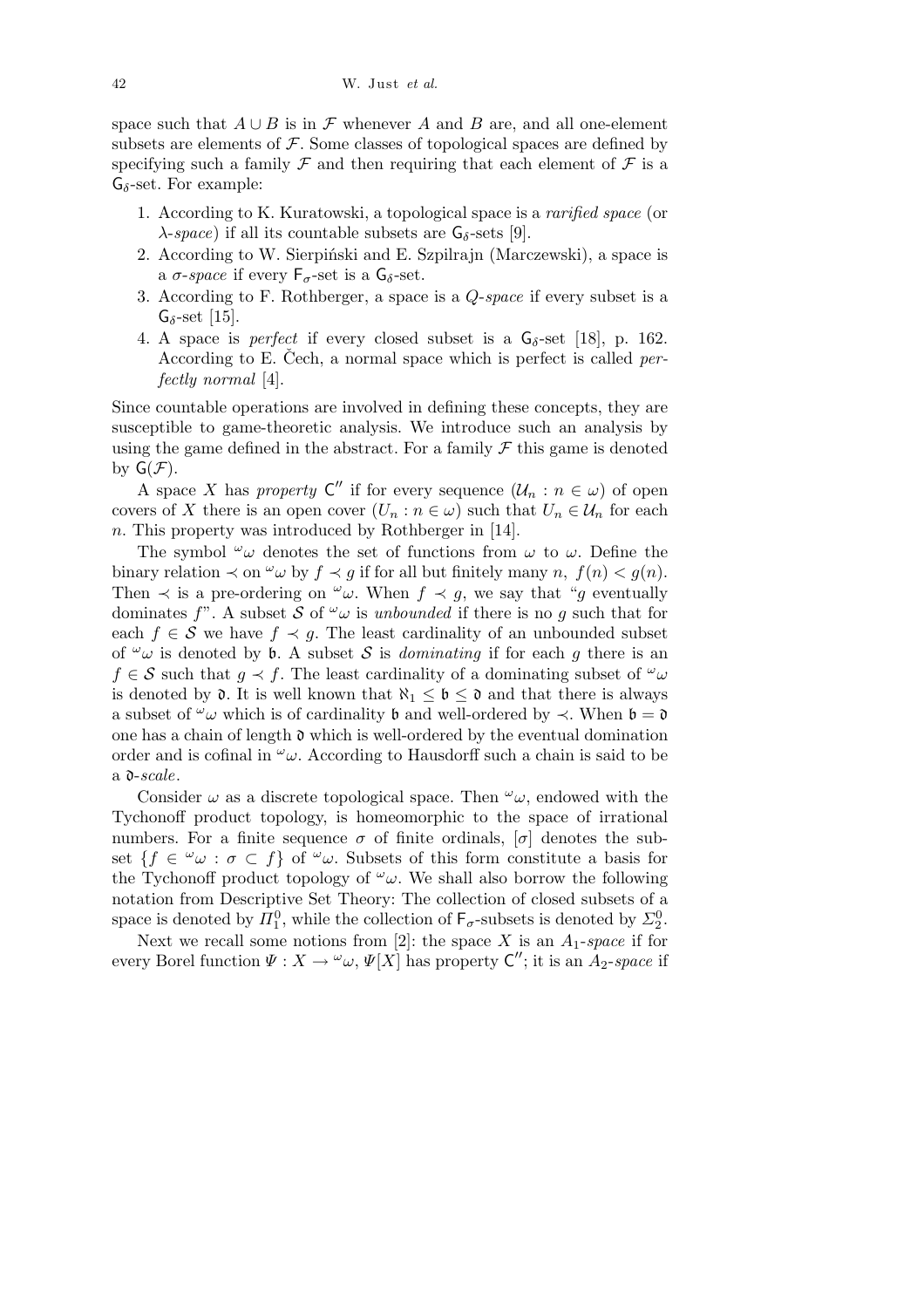space such that $A \cup B$ is in $\mathcal{F}$ whenever $A$ and $B$ are, and all one-element subsets are elements of $\mathcal{F}$. Some classes of topological spaces are defined by specifying such a family $\mathcal{F}$ and then requiring that each element of $\mathcal{F}$ is a $\mathsf{G}_\delta$-set. For example:

1. According to K. Kuratowski, a topological space is a *rarified space* (or $\lambda$-*space*) if all its countable subsets are $\mathsf{G}_\delta$-sets [9].
2. According to W. Sierpiński and E. Szpilrajn (Marczewski), a space is a $\sigma$-*space* if every $\mathsf{F}_\sigma$-set is a $\mathsf{G}_\delta$-set.
3. According to F. Rothberger, a space is a *Q-space* if every subset is a $\mathsf{G}_\delta$-set [15].
4. A space is *perfect* if every closed subset is a $\mathsf{G}_\delta$-set [18], p. 162. According to E. Čech, a normal space which is perfect is called *perfectly normal* [4].

Since countable operations are involved in defining these concepts, they are susceptible to game-theoretic analysis. We introduce such an analysis by using the game defined in the abstract. For a family $\mathcal{F}$ this game is denoted by $\mathsf{G}(\mathcal{F})$.

A space $X$ has *property* $\mathsf{C}''$ if for every sequence $(\mathcal{U}_n : n \in \omega)$ of open covers of $X$ there is an open cover $(U_n : n \in \omega)$ such that $U_n \in \mathcal{U}_n$ for each $n$. This property was introduced by Rothberger in [14].

The symbol ${}^\omega\omega$ denotes the set of functions from $\omega$ to $\omega$. Define the binary relation $\prec$ on ${}^\omega\omega$ by $f \prec g$ if for all but finitely many $n$, $f(n) < g(n)$. Then $\prec$ is a pre-ordering on ${}^\omega\omega$. When $f \prec g$, we say that "$g$ eventually dominates $f$". A subset $\mathcal{S}$ of ${}^\omega\omega$ is *unbounded* if there is no $g$ such that for each $f \in \mathcal{S}$ we have $f \prec g$. The least cardinality of an unbounded subset of ${}^\omega\omega$ is denoted by $\mathfrak{b}$. A subset $\mathcal{S}$ is *dominating* if for each $g$ there is an $f \in \mathcal{S}$ such that $g \prec f$. The least cardinality of a dominating subset of ${}^\omega\omega$ is denoted by $\mathfrak{d}$. It is well known that $\aleph_1 \le \mathfrak{b} \le \mathfrak{d}$ and that there is always a subset of ${}^\omega\omega$ which is of cardinality $\mathfrak{b}$ and well-ordered by $\prec$. When $\mathfrak{b} = \mathfrak{d}$ one has a chain of length $\mathfrak{d}$ which is well-ordered by the eventual domination order and is cofinal in ${}^\omega\omega$. According to Hausdorff such a chain is said to be a $\mathfrak{d}$-*scale*.

Consider $\omega$ as a discrete topological space. Then ${}^\omega\omega$, endowed with the Tychonoff product topology, is homeomorphic to the space of irrational numbers. For a finite sequence $\sigma$ of finite ordinals, $[\sigma]$ denotes the subset $\{f \in {}^\omega\omega : \sigma \subset f\}$ of ${}^\omega\omega$. Subsets of this form constitute a basis for the Tychonoff product topology of ${}^\omega\omega$. We shall also borrow the following notation from Descriptive Set Theory: The collection of closed subsets of a space is denoted by $\Pi^0_1$, while the collection of $\mathsf{F}_\sigma$-subsets is denoted by $\Sigma^0_2$.

Next we recall some notions from [2]: the space $X$ is an $A_1$-*space* if for every Borel function $\Psi : X \to {}^\omega\omega$, $\Psi[X]$ has property $\mathsf{C}''$; it is an $A_2$-*space* if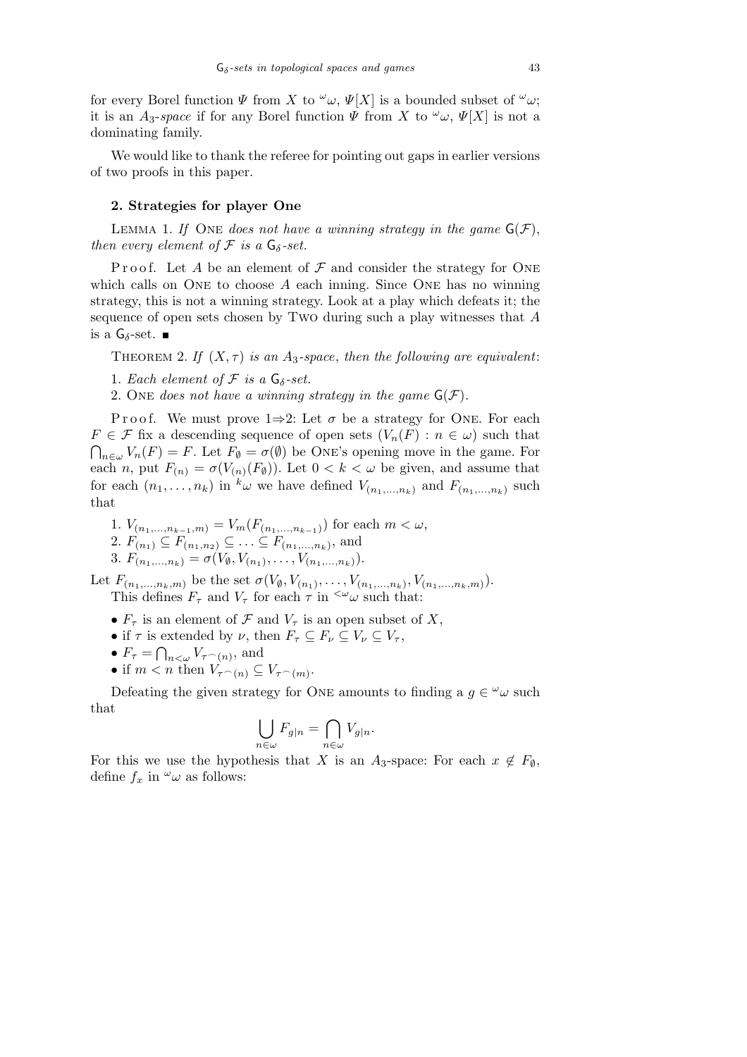for every Borel function $\Psi$ from $X$ to ${}^\omega\omega$, $\Psi[X]$ is a bounded subset of ${}^\omega\omega$; it is an *$A_3$-space* if for any Borel function $\Psi$ from $X$ to ${}^\omega\omega$, $\Psi[X]$ is not a dominating family.

We would like to thank the referee for pointing out gaps in earlier versions of two proofs in this paper.

## 2. Strategies for player One

Lemma 1. *If* One *does not have a winning strategy in the game* $\mathsf{G}(\mathcal{F})$, *then every element of* $\mathcal{F}$ *is a* $\mathsf{G}_\delta$*-set.*

Proof. Let $A$ be an element of $\mathcal{F}$ and consider the strategy for One which calls on One to choose $A$ each inning. Since One has no winning strategy, this is not a winning strategy. Look at a play which defeats it; the sequence of open sets chosen by Two during such a play witnesses that $A$ is a $\mathsf{G}_\delta$-set. ∎

Theorem 2. *If* $(X, \tau)$ *is an* $A_3$*-space*, *then the following are equivalent*:

1. *Each element of* $\mathcal{F}$ *is a* $\mathsf{G}_\delta$*-set.*
2. One *does not have a winning strategy in the game* $\mathsf{G}(\mathcal{F})$.

Proof. We must prove 1⇒2: Let $\sigma$ be a strategy for One. For each $F \in \mathcal{F}$ fix a descending sequence of open sets $(V_n(F) : n \in \omega)$ such that $\bigcap_{n\in\omega} V_n(F) = F$. Let $F_\emptyset = \sigma(\emptyset)$ be One's opening move in the game. For each $n$, put $F_{(n)} = \sigma(V_{(n)}(F_\emptyset))$. Let $0 < k < \omega$ be given, and assume that for each $(n_1, \ldots, n_k)$ in ${}^k\omega$ we have defined $V_{(n_1,\ldots,n_k)}$ and $F_{(n_1,\ldots,n_k)}$ such that

1. $V_{(n_1,\ldots,n_{k-1},m)} = V_m(F_{(n_1,\ldots,n_{k-1})})$ for each $m < \omega$,
2. $F_{(n_1)} \subseteq F_{(n_1,n_2)} \subseteq \ldots \subseteq F_{(n_1,\ldots,n_k)}$, and
3. $F_{(n_1,\ldots,n_k)} = \sigma(V_\emptyset, V_{(n_1)}, \ldots, V_{(n_1,\ldots,n_k)})$.

Let $F_{(n_1,\ldots,n_k,m)}$ be the set $\sigma(V_\emptyset, V_{(n_1)}, \ldots, V_{(n_1,\ldots,n_k)}, V_{(n_1,\ldots,n_k,m)})$.

This defines $F_\tau$ and $V_\tau$ for each $\tau$ in ${}^{<\omega}\omega$ such that:

- $F_\tau$ is an element of $\mathcal{F}$ and $V_\tau$ is an open subset of $X$,
- if $\tau$ is extended by $\nu$, then $F_\tau \subseteq F_\nu \subseteq V_\nu \subseteq V_\tau$,
- $F_\tau = \bigcap_{n<\omega} V_{\tau^\frown(n)}$, and
- if $m < n$ then $V_{\tau^\frown(n)} \subseteq V_{\tau^\frown(m)}$.

Defeating the given strategy for One amounts to finding a $g \in {}^\omega\omega$ such that

$$\bigcup_{n\in\omega} F_{g|n} = \bigcap_{n\in\omega} V_{g|n}.$$

For this we use the hypothesis that $X$ is an $A_3$-space: For each $x \notin F_\emptyset$, define $f_x$ in ${}^\omega\omega$ as follows: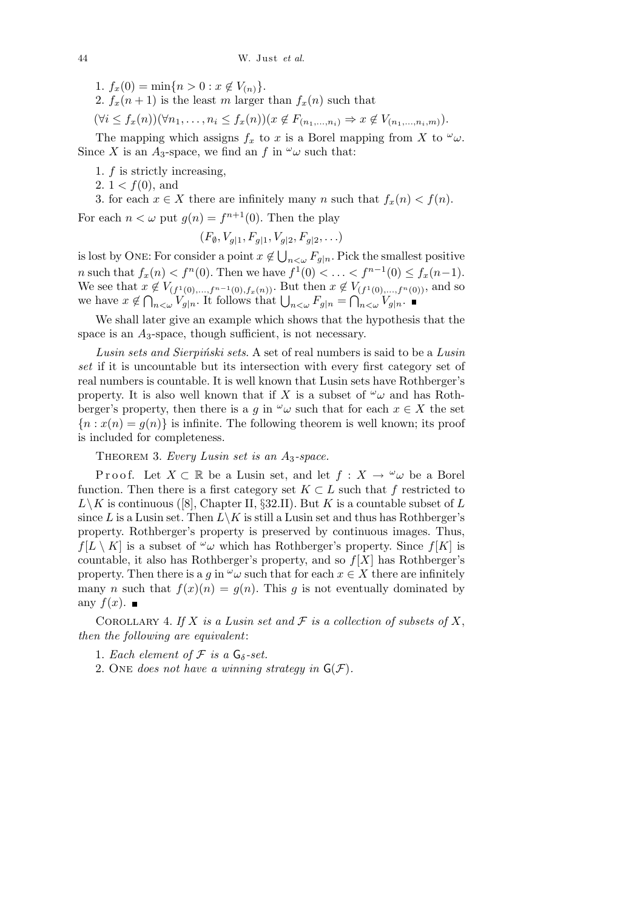1. $f_x(0) = \min\{n > 0 : x \notin V_{(n)}\}$.
2. $f_x(n+1)$ is the least $m$ larger than $f_x(n)$ such that

$(\forall i \le f_x(n))(\forall n_1, \ldots, n_i \le f_x(n))(x \notin F_{(n_1,\ldots,n_i)} \Rightarrow x \notin V_{(n_1,\ldots,n_i,m)})$.

The mapping which assigns $f_x$ to $x$ is a Borel mapping from $X$ to ${}^\omega\omega$. Since $X$ is an $A_3$-space, we find an $f$ in ${}^\omega\omega$ such that:

1. $f$ is strictly increasing,
2. $1 < f(0)$, and
3. for each $x \in X$ there are infinitely many $n$ such that $f_x(n) < f(n)$.

For each $n < \omega$ put $g(n) = f^{n+1}(0)$. Then the play

$$(F_\emptyset, V_{g|1}, F_{g|1}, V_{g|2}, F_{g|2}, \ldots)$$

is lost by ONE: For consider a point $x \notin \bigcup_{n<\omega} F_{g|n}$. Pick the smallest positive $n$ such that $f_x(n) < f^n(0)$. Then we have $f^1(0) < \ldots < f^{n-1}(0) \le f_x(n-1)$. We see that $x \notin V_{(f^1(0),\ldots,f^{n-1}(0),f_x(n))}$. But then $x \notin V_{(f^1(0),\ldots,f^n(0))}$, and so we have $x \notin \bigcap_{n<\omega} V_{g|n}$. It follows that $\bigcup_{n<\omega} F_{g|n} = \bigcap_{n<\omega} V_{g|n}$. ∎

We shall later give an example which shows that the hypothesis that the space is an $A_3$-space, though sufficient, is not necessary.

*Lusin sets and Sierpiński sets.* A set of real numbers is said to be a *Lusin set* if it is uncountable but its intersection with every first category set of real numbers is countable. It is well known that Lusin sets have Rothberger's property. It is also well known that if $X$ is a subset of ${}^\omega\omega$ and has Rothberger's property, then there is a $g$ in ${}^\omega\omega$ such that for each $x \in X$ the set $\{n : x(n) = g(n)\}$ is infinite. The following theorem is well known; its proof is included for completeness.

THEOREM 3. *Every Lusin set is an $A_3$-space.*

Proof. Let $X \subset \mathbb{R}$ be a Lusin set, and let $f : X \to {}^\omega\omega$ be a Borel function. Then there is a first category set $K \subset L$ such that $f$ restricted to $L \setminus K$ is continuous ([8], Chapter II, §32.II). But $K$ is a countable subset of $L$ since $L$ is a Lusin set. Then $L \setminus K$ is still a Lusin set and thus has Rothberger's property. Rothberger's property is preserved by continuous images. Thus, $f[L \setminus K]$ is a subset of ${}^\omega\omega$ which has Rothberger's property. Since $f[K]$ is countable, it also has Rothberger's property, and so $f[X]$ has Rothberger's property. Then there is a $g$ in ${}^\omega\omega$ such that for each $x \in X$ there are infinitely many $n$ such that $f(x)(n) = g(n)$. This $g$ is not eventually dominated by any $f(x)$. ∎

COROLLARY 4. *If $X$ is a Lusin set and $\mathcal{F}$ is a collection of subsets of $X$, then the following are equivalent*:

1. *Each element of $\mathcal{F}$ is a $\mathsf{G}_\delta$-set.*
2. ONE *does not have a winning strategy in $\mathsf{G}(\mathcal{F})$.*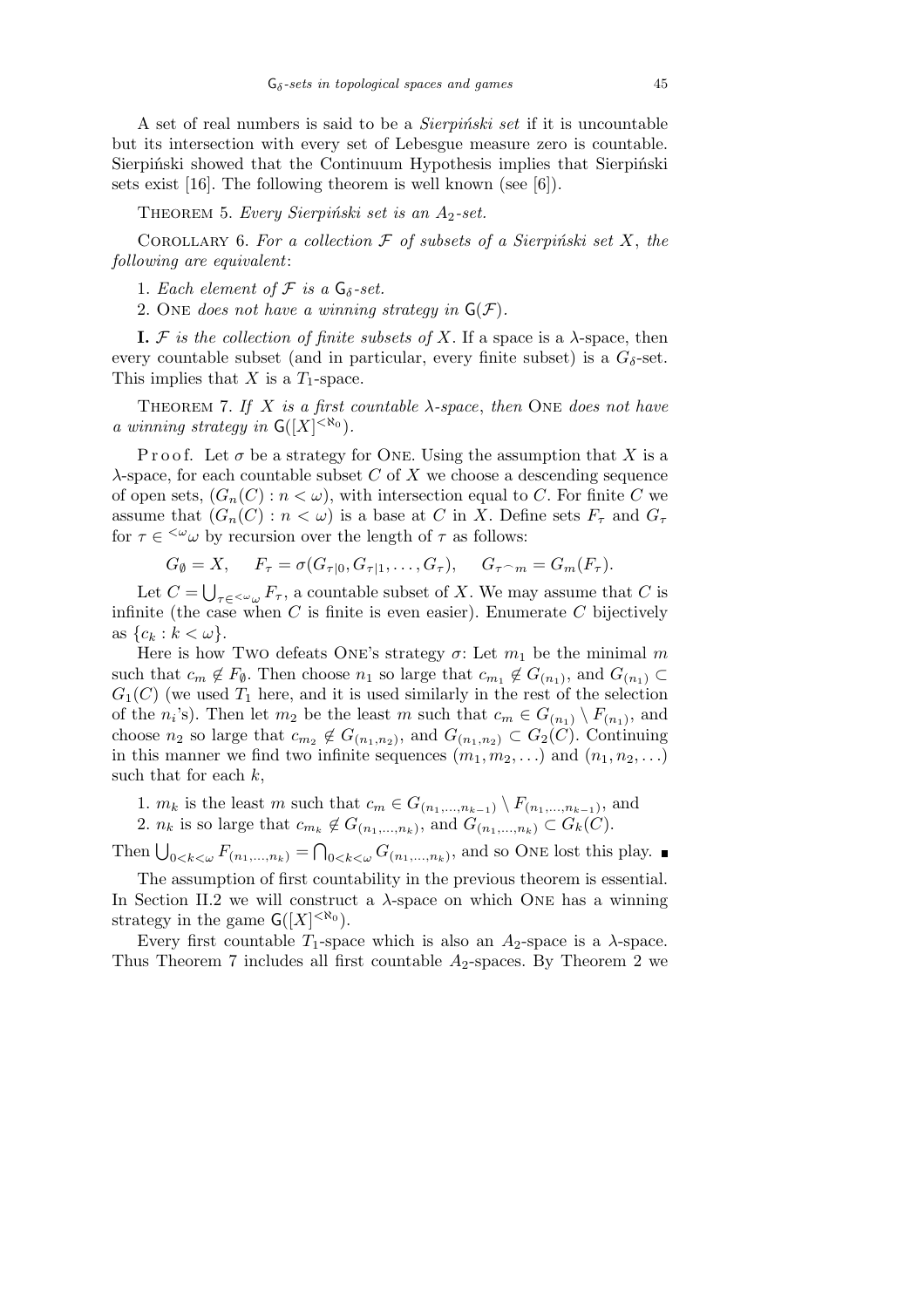A set of real numbers is said to be a *Sierpiński set* if it is uncountable but its intersection with every set of Lebesgue measure zero is countable. Sierpiński showed that the Continuum Hypothesis implies that Sierpiński sets exist [16]. The following theorem is well known (see [6]).

Theorem 5. *Every Sierpiński set is an $A_2$-set.*

Corollary 6. *For a collection $\mathcal{F}$ of subsets of a Sierpiński set $X$, the following are equivalent*:

1. *Each element of $\mathcal{F}$ is a $\mathsf{G}_\delta$-set.*
2. One *does not have a winning strategy in $\mathsf{G}(\mathcal{F})$.*

**I.** *$\mathcal{F}$ is the collection of finite subsets of $X$.* If a space is a $\lambda$-space, then every countable subset (and in particular, every finite subset) is a $G_\delta$-set. This implies that $X$ is a $T_1$-space.

Theorem 7. *If $X$ is a first countable $\lambda$-space, then* One *does not have a winning strategy in $\mathsf{G}([X]^{<\aleph_0})$.*

Proof. Let $\sigma$ be a strategy for One. Using the assumption that $X$ is a $\lambda$-space, for each countable subset $C$ of $X$ we choose a descending sequence of open sets, $(G_n(C) : n < \omega)$, with intersection equal to $C$. For finite $C$ we assume that $(G_n(C) : n < \omega)$ is a base at $C$ in $X$. Define sets $F_\tau$ and $G_\tau$ for $\tau \in {}^{<\omega}\omega$ by recursion over the length of $\tau$ as follows:

$$G_\emptyset = X, \quad F_\tau = \sigma(G_{\tau|0}, G_{\tau|1}, \ldots, G_\tau), \quad G_{\tau\frown m} = G_m(F_\tau).$$

Let $C = \bigcup_{\tau\in{}^{<\omega}\omega} F_\tau$, a countable subset of $X$. We may assume that $C$ is infinite (the case when $C$ is finite is even easier). Enumerate $C$ bijectively as $\{c_k : k < \omega\}$.

Here is how Two defeats One's strategy $\sigma$: Let $m_1$ be the minimal $m$ such that $c_m \notin F_\emptyset$. Then choose $n_1$ so large that $c_{m_1} \notin G_{(n_1)}$, and $G_{(n_1)} \subset G_1(C)$ (we used $T_1$ here, and it is used similarly in the rest of the selection of the $n_i$'s). Then let $m_2$ be the least $m$ such that $c_m \in G_{(n_1)} \setminus F_{(n_1)}$, and choose $n_2$ so large that $c_{m_2} \notin G_{(n_1,n_2)}$, and $G_{(n_1,n_2)} \subset G_2(C)$. Continuing in this manner we find two infinite sequences $(m_1, m_2, \ldots)$ and $(n_1, n_2, \ldots)$ such that for each $k$,

1. $m_k$ is the least $m$ such that $c_m \in G_{(n_1,\ldots,n_{k-1})} \setminus F_{(n_1,\ldots,n_{k-1})}$, and
2. $n_k$ is so large that $c_{m_k} \notin G_{(n_1,\ldots,n_k)}$, and $G_{(n_1,\ldots,n_k)} \subset G_k(C)$.

Then $\bigcup_{0<k<\omega} F_{(n_1,\ldots,n_k)} = \bigcap_{0<k<\omega} G_{(n_1,\ldots,n_k)}$, and so One lost this play. ∎

The assumption of first countability in the previous theorem is essential. In Section II.2 we will construct a $\lambda$-space on which One has a winning strategy in the game $\mathsf{G}([X]^{<\aleph_0})$.

Every first countable $T_1$-space which is also an $A_2$-space is a $\lambda$-space. Thus Theorem 7 includes all first countable $A_2$-spaces. By Theorem 2 we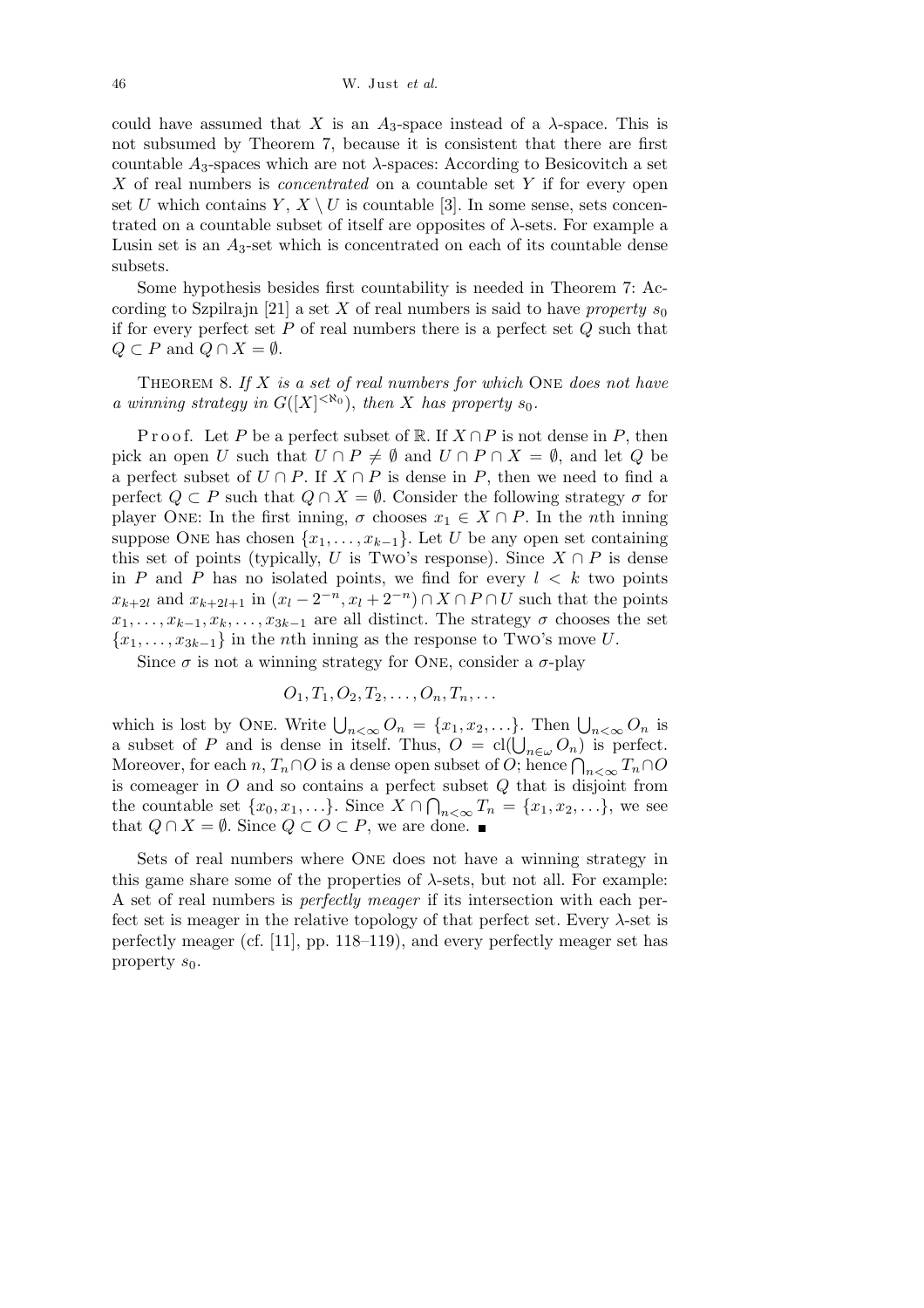could have assumed that $X$ is an $A_3$-space instead of a $\lambda$-space. This is not subsumed by Theorem 7, because it is consistent that there are first countable $A_3$-spaces which are not $\lambda$-spaces: According to Besicovitch a set $X$ of real numbers is *concentrated* on a countable set $Y$ if for every open set $U$ which contains $Y$, $X \setminus U$ is countable [3]. In some sense, sets concentrated on a countable subset of itself are opposites of $\lambda$-sets. For example a Lusin set is an $A_3$-set which is concentrated on each of its countable dense subsets.

Some hypothesis besides first countability is needed in Theorem 7: According to Szpilrajn [21] a set $X$ of real numbers is said to have *property* $s_0$ if for every perfect set $P$ of real numbers there is a perfect set $Q$ such that $Q \subset P$ and $Q \cap X = \emptyset$.

Theorem 8. *If $X$ is a set of real numbers for which* One *does not have a winning strategy in $G([X]^{<\aleph_0})$, then $X$ has property $s_0$.*

Proof. Let $P$ be a perfect subset of $\mathbb{R}$. If $X \cap P$ is not dense in $P$, then pick an open $U$ such that $U \cap P \neq \emptyset$ and $U \cap P \cap X = \emptyset$, and let $Q$ be a perfect subset of $U \cap P$. If $X \cap P$ is dense in $P$, then we need to find a perfect $Q \subset P$ such that $Q \cap X = \emptyset$. Consider the following strategy $\sigma$ for player One: In the first inning, $\sigma$ chooses $x_1 \in X \cap P$. In the $n$th inning suppose One has chosen $\{x_1, \ldots, x_{k-1}\}$. Let $U$ be any open set containing this set of points (typically, $U$ is Two's response). Since $X \cap P$ is dense in $P$ and $P$ has no isolated points, we find for every $l < k$ two points $x_{k+2l}$ and $x_{k+2l+1}$ in $(x_l - 2^{-n}, x_l + 2^{-n}) \cap X \cap P \cap U$ such that the points $x_1, \ldots, x_{k-1}, x_k, \ldots, x_{3k-1}$ are all distinct. The strategy $\sigma$ chooses the set $\{x_1, \ldots, x_{3k-1}\}$ in the $n$th inning as the response to Two's move $U$.

Since $\sigma$ is not a winning strategy for One, consider a $\sigma$-play

$$O_1, T_1, O_2, T_2, \ldots, O_n, T_n, \ldots$$

which is lost by One. Write $\bigcup_{n<\infty} O_n = \{x_1, x_2, \ldots\}$. Then $\bigcup_{n<\infty} O_n$ is a subset of $P$ and is dense in itself. Thus, $O = \mathrm{cl}(\bigcup_{n\in\omega} O_n)$ is perfect. Moreover, for each $n$, $T_n \cap O$ is a dense open subset of $O$; hence $\bigcap_{n<\infty} T_n \cap O$ is comeager in $O$ and so contains a perfect subset $Q$ that is disjoint from the countable set $\{x_0, x_1, \ldots\}$. Since $X \cap \bigcap_{n<\infty} T_n = \{x_1, x_2, \ldots\}$, we see that $Q \cap X = \emptyset$. Since $Q \subset O \subset P$, we are done. ∎

Sets of real numbers where One does not have a winning strategy in this game share some of the properties of $\lambda$-sets, but not all. For example: A set of real numbers is *perfectly meager* if its intersection with each perfect set is meager in the relative topology of that perfect set. Every $\lambda$-set is perfectly meager (cf. [11], pp. 118–119), and every perfectly meager set has property $s_0$.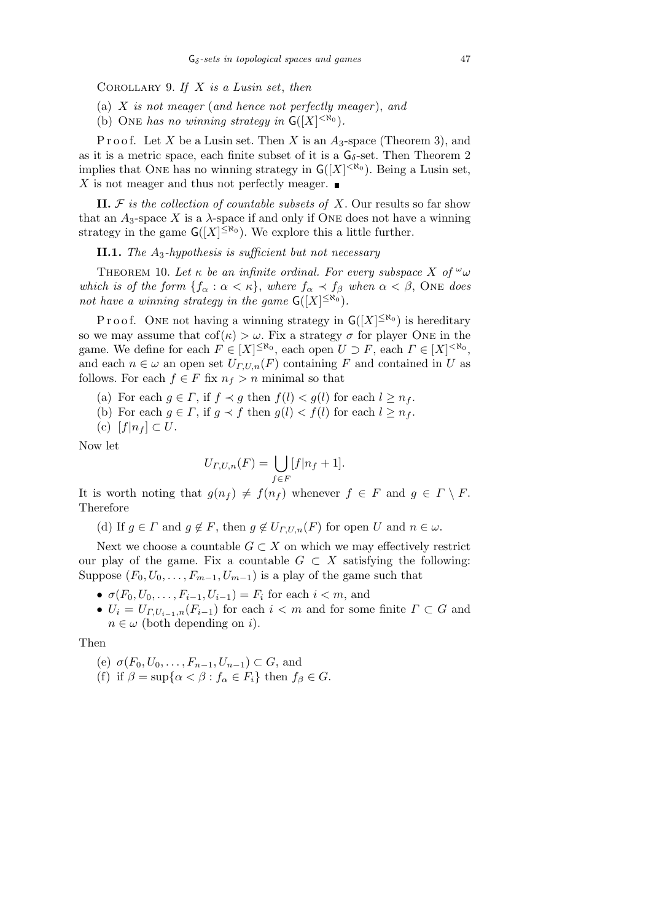COROLLARY 9. *If $X$ is a Lusin set, then*

(a) *$X$ is not meager (and hence not perfectly meager), and*
(b) ONE *has no winning strategy in* $\mathsf{G}([X]^{<\aleph_0})$.

Proof. Let $X$ be a Lusin set. Then $X$ is an $A_3$-space (Theorem 3), and as it is a metric space, each finite subset of it is a $\mathsf{G}_\delta$-set. Then Theorem 2 implies that ONE has no winning strategy in $\mathsf{G}([X]^{<\aleph_0})$. Being a Lusin set, $X$ is not meager and thus not perfectly meager. ∎

**II.** *$\mathcal{F}$ is the collection of countable subsets of $X$.* Our results so far show that an $A_3$-space $X$ is a $\lambda$-space if and only if ONE does not have a winning strategy in the game $\mathsf{G}([X]^{\leq\aleph_0})$. We explore this a little further.

**II.1.** *The $A_3$-hypothesis is sufficient but not necessary*

THEOREM 10. *Let $\kappa$ be an infinite ordinal. For every subspace $X$ of ${}^\omega\omega$ which is of the form $\{f_\alpha : \alpha < \kappa\}$, where $f_\alpha \prec f_\beta$ when $\alpha < \beta$,* ONE *does not have a winning strategy in the game* $\mathsf{G}([X]^{\leq\aleph_0})$.

Proof. ONE not having a winning strategy in $\mathsf{G}([X]^{\leq\aleph_0})$ is hereditary so we may assume that $\mathrm{cof}(\kappa) > \omega$. Fix a strategy $\sigma$ for player ONE in the game. We define for each $F \in [X]^{\leq\aleph_0}$, each open $U \supset F$, each $\Gamma \in [X]^{<\aleph_0}$, and each $n \in \omega$ an open set $U_{\Gamma,U,n}(F)$ containing $F$ and contained in $U$ as follows. For each $f \in F$ fix $n_f > n$ minimal so that

(a) For each $g \in \Gamma$, if $f \prec g$ then $f(l) < g(l)$ for each $l \geq n_f$.
(b) For each $g \in \Gamma$, if $g \prec f$ then $g(l) < f(l)$ for each $l \geq n_f$.
(c) $[f|n_f] \subset U$.

Now let

$$U_{\Gamma,U,n}(F) = \bigcup_{f\in F} [f|n_f + 1].$$

It is worth noting that $g(n_f) \neq f(n_f)$ whenever $f \in F$ and $g \in \Gamma \setminus F$. Therefore

(d) If $g \in \Gamma$ and $g \notin F$, then $g \notin U_{\Gamma,U,n}(F)$ for open $U$ and $n \in \omega$.

Next we choose a countable $G \subset X$ on which we may effectively restrict our play of the game. Fix a countable $G \subset X$ satisfying the following: Suppose $(F_0, U_0, \ldots, F_{m-1}, U_{m-1})$ is a play of the game such that

- $\sigma(F_0, U_0, \ldots, F_{i-1}, U_{i-1}) = F_i$ for each $i < m$, and
- $U_i = U_{\Gamma,U_{i-1},n}(F_{i-1})$ for each $i < m$ and for some finite $\Gamma \subset G$ and $n \in \omega$ (both depending on $i$).

Then

(e) $\sigma(F_0, U_0, \ldots, F_{n-1}, U_{n-1}) \subset G$, and
(f) if $\beta = \sup\{\alpha < \beta : f_\alpha \in F_i\}$ then $f_\beta \in G$.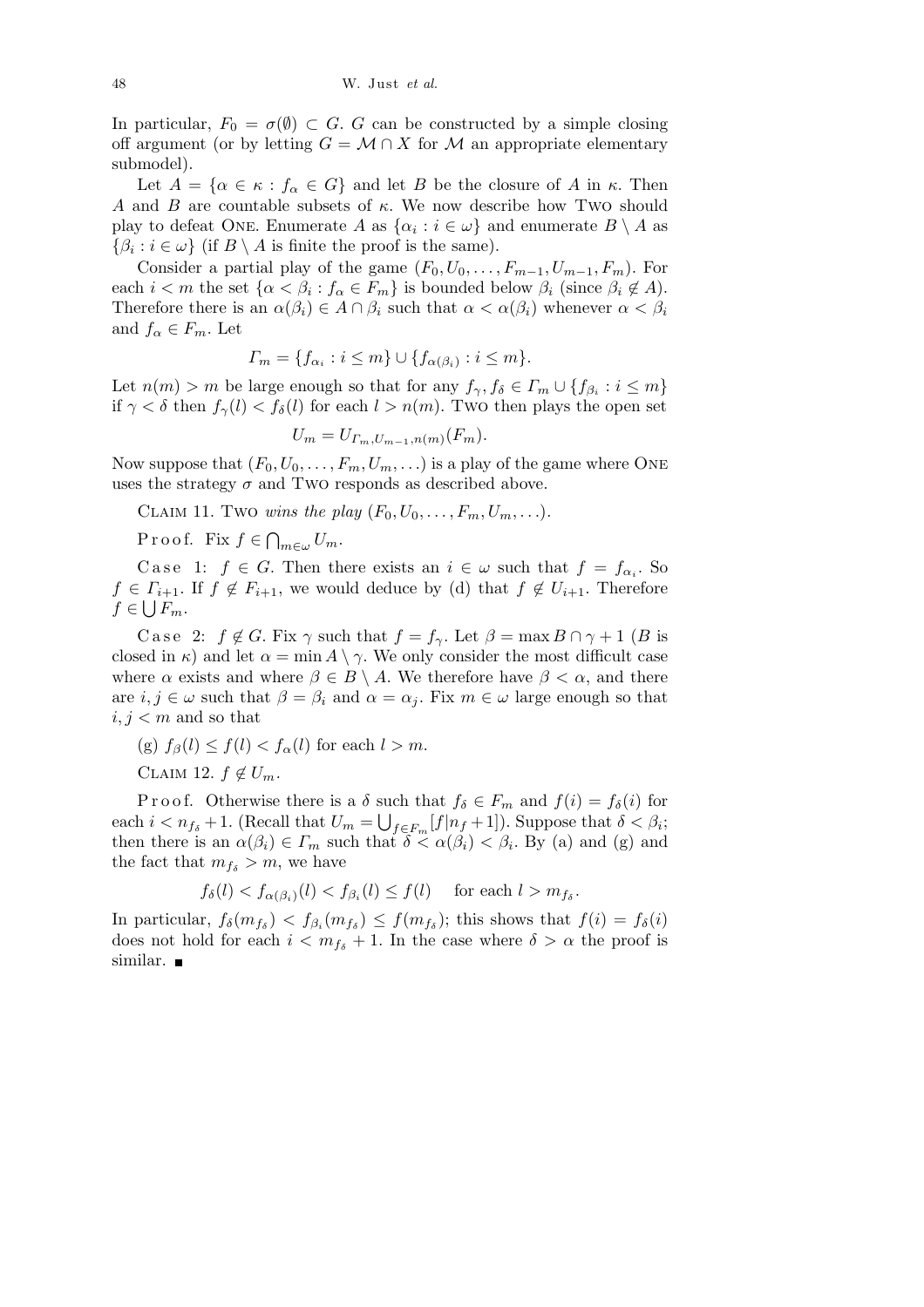In particular, $F_0 = \sigma(\emptyset) \subset G$. $G$ can be constructed by a simple closing off argument (or by letting $G = \mathcal{M} \cap X$ for $\mathcal{M}$ an appropriate elementary submodel).

Let $A = \{\alpha \in \kappa : f_\alpha \in G\}$ and let $B$ be the closure of $A$ in $\kappa$. Then $A$ and $B$ are countable subsets of $\kappa$. We now describe how Two should play to defeat One. Enumerate $A$ as $\{\alpha_i : i \in \omega\}$ and enumerate $B \setminus A$ as $\{\beta_i : i \in \omega\}$ (if $B \setminus A$ is finite the proof is the same).

Consider a partial play of the game $(F_0, U_0, \ldots, F_{m-1}, U_{m-1}, F_m)$. For each $i < m$ the set $\{\alpha < \beta_i : f_\alpha \in F_m\}$ is bounded below $\beta_i$ (since $\beta_i \notin A$). Therefore there is an $\alpha(\beta_i) \in A \cap \beta_i$ such that $\alpha < \alpha(\beta_i)$ whenever $\alpha < \beta_i$ and $f_\alpha \in F_m$. Let

$$\Gamma_m = \{f_{\alpha_i} : i \le m\} \cup \{f_{\alpha(\beta_i)} : i \le m\}.$$

Let $n(m) > m$ be large enough so that for any $f_\gamma, f_\delta \in \Gamma_m \cup \{f_{\beta_i} : i \le m\}$ if $\gamma < \delta$ then $f_\gamma(l) < f_\delta(l)$ for each $l > n(m)$. Two then plays the open set

$$U_m = U_{\Gamma_m, U_{m-1}, n(m)}(F_m).$$

Now suppose that $(F_0, U_0, \ldots, F_m, U_m, \ldots)$ is a play of the game where One uses the strategy $\sigma$ and Two responds as described above.

Claim 11. Two *wins the play* $(F_0, U_0, \ldots, F_m, U_m, \ldots)$.

Proof. Fix $f \in \bigcap_{m \in \omega} U_m$.

Case 1: $f \in G$. Then there exists an $i \in \omega$ such that $f = f_{\alpha_i}$. So $f \in \Gamma_{i+1}$. If $f \notin F_{i+1}$, we would deduce by (d) that $f \notin U_{i+1}$. Therefore $f \in \bigcup F_m$.

Case 2: $f \notin G$. Fix $\gamma$ such that $f = f_\gamma$. Let $\beta = \max B \cap \gamma + 1$ ($B$ is closed in $\kappa$) and let $\alpha = \min A \setminus \gamma$. We only consider the most difficult case where $\alpha$ exists and where $\beta \in B \setminus A$. We therefore have $\beta < \alpha$, and there are $i, j \in \omega$ such that $\beta = \beta_i$ and $\alpha = \alpha_j$. Fix $m \in \omega$ large enough so that $i, j < m$ and so that

(g) $f_\beta(l) \le f(l) < f_\alpha(l)$ for each $l > m$.

Claim 12. $f \notin U_m$.

Proof. Otherwise there is a $\delta$ such that $f_\delta \in F_m$ and $f(i) = f_\delta(i)$ for each $i < n_{f_\delta} + 1$. (Recall that $U_m = \bigcup_{f \in F_m}[f|n_f + 1]$). Suppose that $\delta < \beta_i$; then there is an $\alpha(\beta_i) \in \Gamma_m$ such that $\delta < \alpha(\beta_i) < \beta_i$. By (a) and (g) and the fact that $m_{f_\delta} > m$, we have

$$f_\delta(l) < f_{\alpha(\beta_i)}(l) < f_{\beta_i}(l) \le f(l) \quad \text{for each } l > m_{f_\delta}.$$

In particular, $f_\delta(m_{f_\delta}) < f_{\beta_i}(m_{f_\delta}) \le f(m_{f_\delta})$; this shows that $f(i) = f_\delta(i)$ does not hold for each $i < m_{f_\delta} + 1$. In the case where $\delta > \alpha$ the proof is similar. ∎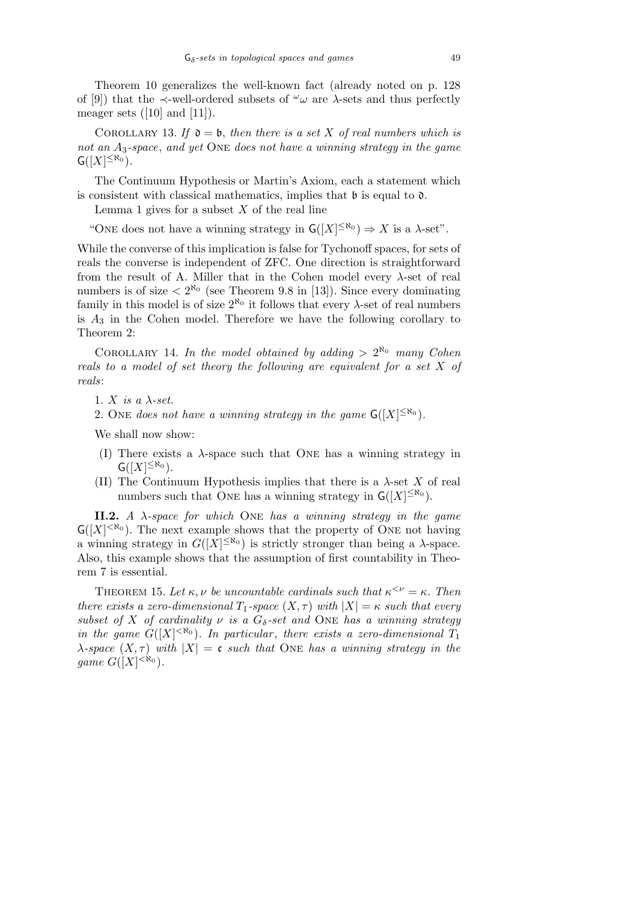Theorem 10 generalizes the well-known fact (already noted on p. 128 of [9]) that the $\prec$-well-ordered subsets of ${}^\omega\omega$ are $\lambda$-sets and thus perfectly meager sets ([10] and [11]).

Corollary 13. *If $\mathfrak{d} = \mathfrak{b}$, then there is a set $X$ of real numbers which is not an $A_3$-space, and yet* One *does not have a winning strategy in the game* $\mathsf{G}([X]^{\leq\aleph_0})$.

The Continuum Hypothesis or Martin's Axiom, each a statement which is consistent with classical mathematics, implies that $\mathfrak{b}$ is equal to $\mathfrak{d}$.

Lemma 1 gives for a subset $X$ of the real line

"One does not have a winning strategy in $\mathsf{G}([X]^{\leq\aleph_0}) \Rightarrow X$ is a $\lambda$-set".

While the converse of this implication is false for Tychonoff spaces, for sets of reals the converse is independent of ZFC. One direction is straightforward from the result of A. Miller that in the Cohen model every $\lambda$-set of real numbers is of size $< 2^{\aleph_0}$ (see Theorem 9.8 in [13]). Since every dominating family in this model is of size $2^{\aleph_0}$ it follows that every $\lambda$-set of real numbers is $A_3$ in the Cohen model. Therefore we have the following corollary to Theorem 2:

Corollary 14. *In the model obtained by adding $> 2^{\aleph_0}$ many Cohen reals to a model of set theory the following are equivalent for a set $X$ of reals*:

1. *$X$ is a $\lambda$-set.*
2. One *does not have a winning strategy in the game* $\mathsf{G}([X]^{\leq\aleph_0})$.

We shall now show:

(I) There exists a $\lambda$-space such that One has a winning strategy in $\mathsf{G}([X]^{\leq\aleph_0})$.

(II) The Continuum Hypothesis implies that there is a $\lambda$-set $X$ of real numbers such that One has a winning strategy in $\mathsf{G}([X]^{\leq\aleph_0})$.

**II.2.** *A $\lambda$-space for which* One *has a winning strategy in the game* $\mathsf{G}([X]^{<\aleph_0})$. The next example shows that the property of One not having a winning strategy in $G([X]^{\leq\aleph_0})$ is strictly stronger than being a $\lambda$-space. Also, this example shows that the assumption of first countability in Theorem 7 is essential.

Theorem 15. *Let $\kappa, \nu$ be uncountable cardinals such that $\kappa^{<\nu} = \kappa$. Then there exists a zero-dimensional $T_1$-space $(X, \tau)$ with $|X| = \kappa$ such that every subset of $X$ of cardinality $\nu$ is a $G_\delta$-set and* One *has a winning strategy in the game $G([X]^{<\aleph_0})$. In particular*, *there exists a zero-dimensional $T_1$ $\lambda$-space $(X, \tau)$ with $|X| = \mathfrak{c}$ such that* One *has a winning strategy in the game $G([X]^{<\aleph_0})$.*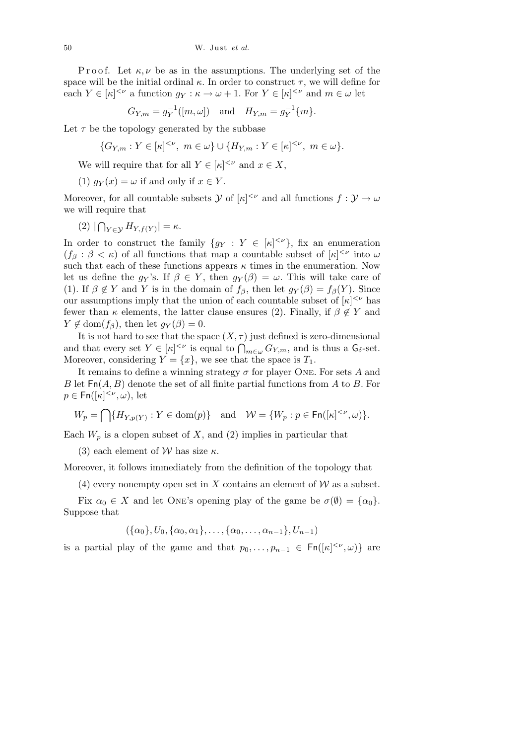P r o o f. Let $\kappa, \nu$ be as in the assumptions. The underlying set of the space will be the initial ordinal $\kappa$. In order to construct $\tau$, we will define for each $Y \in [\kappa]^{<\nu}$ a function $g_Y : \kappa \to \omega + 1$. For $Y \in [\kappa]^{<\nu}$ and $m \in \omega$ let

$$G_{Y,m} = g_Y^{-1}([m, \omega]) \quad \text{and} \quad H_{Y,m} = g_Y^{-1}\{m\}.$$

Let $\tau$ be the topology generated by the subbase

$$\{G_{Y,m} : Y \in [\kappa]^{<\nu},\ m \in \omega\} \cup \{H_{Y,m} : Y \in [\kappa]^{<\nu},\ m \in \omega\}.$$

We will require that for all $Y \in [\kappa]^{<\nu}$ and $x \in X$,

(1) $g_Y(x) = \omega$ if and only if $x \in Y$.

Moreover, for all countable subsets $\mathcal{Y}$ of $[\kappa]^{<\nu}$ and all functions $f : \mathcal{Y} \to \omega$ we will require that

(2) $|\bigcap_{Y \in \mathcal{Y}} H_{Y,f(Y)}| = \kappa$.

In order to construct the family $\{g_Y : Y \in [\kappa]^{<\nu}\}$, fix an enumeration $(f_\beta : \beta < \kappa)$ of all functions that map a countable subset of $[\kappa]^{<\nu}$ into $\omega$ such that each of these functions appears $\kappa$ times in the enumeration. Now let us define the $g_Y$'s. If $\beta \in Y$, then $g_Y(\beta) = \omega$. This will take care of (1). If $\beta \notin Y$ and $Y$ is in the domain of $f_\beta$, then let $g_Y(\beta) = f_\beta(Y)$. Since our assumptions imply that the union of each countable subset of $[\kappa]^{<\nu}$ has fewer than $\kappa$ elements, the latter clause ensures (2). Finally, if $\beta \notin Y$ and $Y \notin \mathrm{dom}(f_\beta)$, then let $g_Y(\beta) = 0$.

It is not hard to see that the space $(X, \tau)$ just defined is zero-dimensional and that every set $Y \in [\kappa]^{<\nu}$ is equal to $\bigcap_{m\in\omega} G_{Y,m}$, and is thus a $\mathsf{G}_\delta$-set. Moreover, considering $Y = \{x\}$, we see that the space is $T_1$.

It remains to define a winning strategy $\sigma$ for player ONE. For sets $A$ and $B$ let $\mathsf{Fn}(A, B)$ denote the set of all finite partial functions from $A$ to $B$. For $p \in \mathsf{Fn}([\kappa]^{<\nu}, \omega)$, let

$$W_p = \bigcap\{H_{Y,p(Y)} : Y \in \mathrm{dom}(p)\} \quad \text{and} \quad \mathcal{W} = \{W_p : p \in \mathsf{Fn}([\kappa]^{<\nu}, \omega)\}.$$

Each $W_p$ is a clopen subset of $X$, and (2) implies in particular that

(3) each element of $\mathcal{W}$ has size $\kappa$.

Moreover, it follows immediately from the definition of the topology that

(4) every nonempty open set in $X$ contains an element of $\mathcal{W}$ as a subset.

Fix $\alpha_0 \in X$ and let ONE's opening play of the game be $\sigma(\emptyset) = \{\alpha_0\}$. Suppose that

$$(\{\alpha_0\}, U_0, \{\alpha_0, \alpha_1\}, \ldots, \{\alpha_0, \ldots, \alpha_{n-1}\}, U_{n-1})$$

is a partial play of the game and that $p_0, \ldots, p_{n-1} \in \mathsf{Fn}([\kappa]^{<\nu}, \omega)\}$ are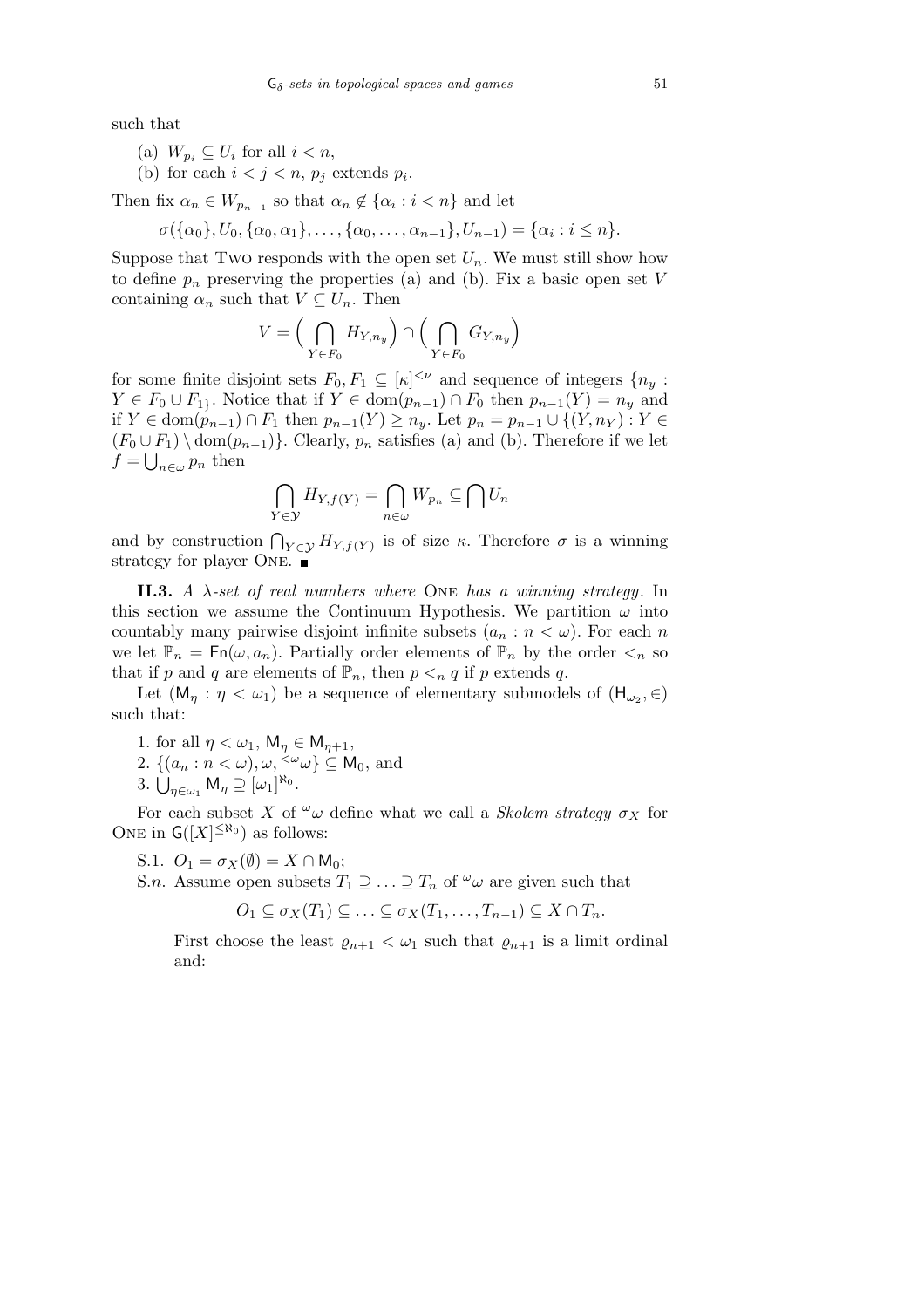such that

(a) $W_{p_i} \subseteq U_i$ for all $i < n$,
(b) for each $i < j < n$, $p_j$ extends $p_i$.

Then fix $\alpha_n \in W_{p_{n-1}}$ so that $\alpha_n \notin \{\alpha_i : i < n\}$ and let

$$\sigma(\{\alpha_0\}, U_0, \{\alpha_0, \alpha_1\}, \ldots, \{\alpha_0, \ldots, \alpha_{n-1}\}, U_{n-1}) = \{\alpha_i : i \le n\}.$$

Suppose that Two responds with the open set $U_n$. We must still show how to define $p_n$ preserving the properties (a) and (b). Fix a basic open set $V$ containing $\alpha_n$ such that $V \subseteq U_n$. Then

$$V = \Big( \bigcap_{Y \in F_0} H_{Y,n_y} \Big) \cap \Big( \bigcap_{Y \in F_0} G_{Y,n_y} \Big)$$

for some finite disjoint sets $F_0, F_1 \subseteq [\kappa]^{<\nu}$ and sequence of integers $\{n_y : Y \in F_0 \cup F_1\}$. Notice that if $Y \in \mathrm{dom}(p_{n-1}) \cap F_0$ then $p_{n-1}(Y) = n_y$ and if $Y \in \mathrm{dom}(p_{n-1}) \cap F_1$ then $p_{n-1}(Y) \ge n_y$. Let $p_n = p_{n-1} \cup \{(Y, n_Y) : Y \in (F_0 \cup F_1) \setminus \mathrm{dom}(p_{n-1})\}$. Clearly, $p_n$ satisfies (a) and (b). Therefore if we let $f = \bigcup_{n \in \omega} p_n$ then

$$\bigcap_{Y \in \mathcal{Y}} H_{Y,f(Y)} = \bigcap_{n \in \omega} W_{p_n} \subseteq \bigcap U_n$$

and by construction $\bigcap_{Y \in \mathcal{Y}} H_{Y,f(Y)}$ is of size $\kappa$. Therefore $\sigma$ is a winning strategy for player One. ∎

**II.3.** *A $\lambda$-set of real numbers where* One *has a winning strategy*. In this section we assume the Continuum Hypothesis. We partition $\omega$ into countably many pairwise disjoint infinite subsets $(a_n : n < \omega)$. For each $n$ we let $\mathbb{P}_n = \mathsf{Fn}(\omega, a_n)$. Partially order elements of $\mathbb{P}_n$ by the order $<_n$ so that if $p$ and $q$ are elements of $\mathbb{P}_n$, then $p <_n q$ if $p$ extends $q$.

Let $(\mathsf{M}_\eta : \eta < \omega_1)$ be a sequence of elementary submodels of $(\mathsf{H}_{\omega_2}, \in)$ such that:

1. for all $\eta < \omega_1$, $\mathsf{M}_\eta \in \mathsf{M}_{\eta+1}$,
2. $\{(a_n : n < \omega), \omega, {}^{<\omega}\omega\} \subseteq \mathsf{M}_0$, and
3. $\bigcup_{\eta \in \omega_1} \mathsf{M}_\eta \supseteq [\omega_1]^{\aleph_0}$.

For each subset $X$ of ${}^\omega\omega$ define what we call a *Skolem strategy* $\sigma_X$ for One in $\mathsf{G}([X]^{\le \aleph_0})$ as follows:

S.1. $O_1 = \sigma_X(\emptyset) = X \cap \mathsf{M}_0$;

S.$n$. Assume open subsets $T_1 \supseteq \ldots \supseteq T_n$ of ${}^\omega\omega$ are given such that

$$O_1 \subseteq \sigma_X(T_1) \subseteq \ldots \subseteq \sigma_X(T_1, \ldots, T_{n-1}) \subseteq X \cap T_n.$$

First choose the least $\varrho_{n+1} < \omega_1$ such that $\varrho_{n+1}$ is a limit ordinal and: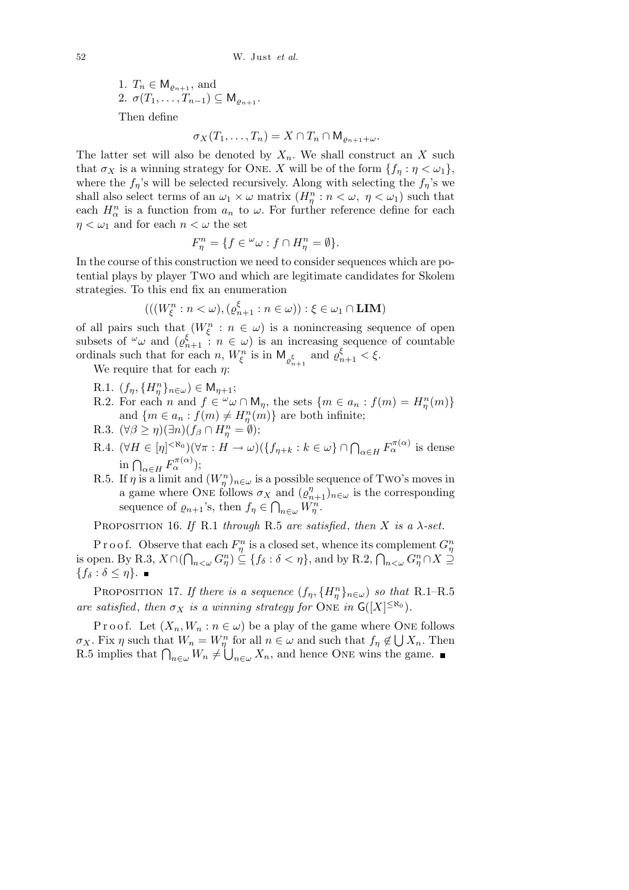1. $T_n \in \mathsf{M}_{\varrho_{n+1}}$, and
2. $\sigma(T_1, \ldots, T_{n-1}) \subseteq \mathsf{M}_{\varrho_{n+1}}$.

Then define

$$\sigma_X(T_1, \ldots, T_n) = X \cap T_n \cap \mathsf{M}_{\varrho_{n+1}+\omega}.$$

The latter set will also be denoted by $X_n$. We shall construct an $X$ such that $\sigma_X$ is a winning strategy for One. $X$ will be of the form $\{f_\eta : \eta < \omega_1\}$, where the $f_\eta$'s will be selected recursively. Along with selecting the $f_\eta$'s we shall also select terms of an $\omega_1 \times \omega$ matrix $(H^n_\eta : n < \omega,\ \eta < \omega_1)$ such that each $H^n_\alpha$ is a function from $a_n$ to $\omega$. For further reference define for each $\eta < \omega_1$ and for each $n < \omega$ the set

$$F^n_\eta = \{f \in {}^\omega\omega : f \cap H^n_\eta = \emptyset\}.$$

In the course of this construction we need to consider sequences which are potential plays by player Two and which are legitimate candidates for Skolem strategies. To this end fix an enumeration

$$(((W^n_\xi : n < \omega), (\varrho^\xi_{n+1} : n \in \omega)) : \xi \in \omega_1 \cap \mathbf{LIM})$$

of all pairs such that $(W^n_\xi : n \in \omega)$ is a nonincreasing sequence of open subsets of ${}^\omega\omega$ and $(\varrho^\xi_{n+1} : n \in \omega)$ is an increasing sequence of countable ordinals such that for each $n$, $W^n_\xi$ is in $\mathsf{M}_{\varrho^\xi_{n+1}}$ and $\varrho^\xi_{n+1} < \xi$.

We require that for each $\eta$:

- R.1. $(f_\eta, \{H^n_\eta\}_{n\in\omega}) \in \mathsf{M}_{\eta+1}$;
- R.2. For each $n$ and $f \in {}^\omega\omega \cap \mathsf{M}_\eta$, the sets $\{m \in a_n : f(m) = H^n_\eta(m)\}$ and $\{m \in a_n : f(m) \neq H^n_\eta(m)\}$ are both infinite;
- R.3. $(\forall \beta \geq \eta)(\exists n)(f_\beta \cap H^n_\eta = \emptyset)$;
- R.4. $(\forall H \in [\eta]^{<\aleph_0})(\forall \pi : H \to \omega)(\{f_{\eta+k} : k \in \omega\} \cap \bigcap_{\alpha\in H} F^{\pi(\alpha)}_\alpha$ is dense in $\bigcap_{\alpha\in H} F^{\pi(\alpha)}_\alpha)$;
- R.5. If $\eta$ is a limit and $(W^n_\eta)_{n\in\omega}$ is a possible sequence of Two's moves in a game where One follows $\sigma_X$ and $(\varrho^\eta_{n+1})_{n\in\omega}$ is the corresponding sequence of $\varrho_{n+1}$'s, then $f_\eta \in \bigcap_{n\in\omega} W^n_\eta$.

Proposition 16. *If* R.1 *through* R.5 *are satisfied*, *then $X$ is a $\lambda$-set.*

Proof. Observe that each $F^n_\eta$ is a closed set, whence its complement $G^n_\eta$ is open. By R.3, $X \cap (\bigcap_{n<\omega} G^n_\eta) \subseteq \{f_\delta : \delta < \eta\}$, and by R.2, $\bigcap_{n<\omega} G^n_\eta \cap X \supseteq \{f_\delta : \delta \leq \eta\}$. ∎

Proposition 17. *If there is a sequence $(f_\eta, \{H^n_\eta\}_{n\in\omega})$ so that* R.1–R.5 *are satisfied*, *then $\sigma_X$ is a winning strategy for* One *in* $\mathsf{G}([X]^{\leq\aleph_0})$.

Proof. Let $(X_n, W_n : n \in \omega)$ be a play of the game where One follows $\sigma_X$. Fix $\eta$ such that $W_n = W^n_\eta$ for all $n \in \omega$ and such that $f_\eta \notin \bigcup X_n$. Then R.5 implies that $\bigcap_{n\in\omega} W_n \neq \bigcup_{n\in\omega} X_n$, and hence One wins the game. ∎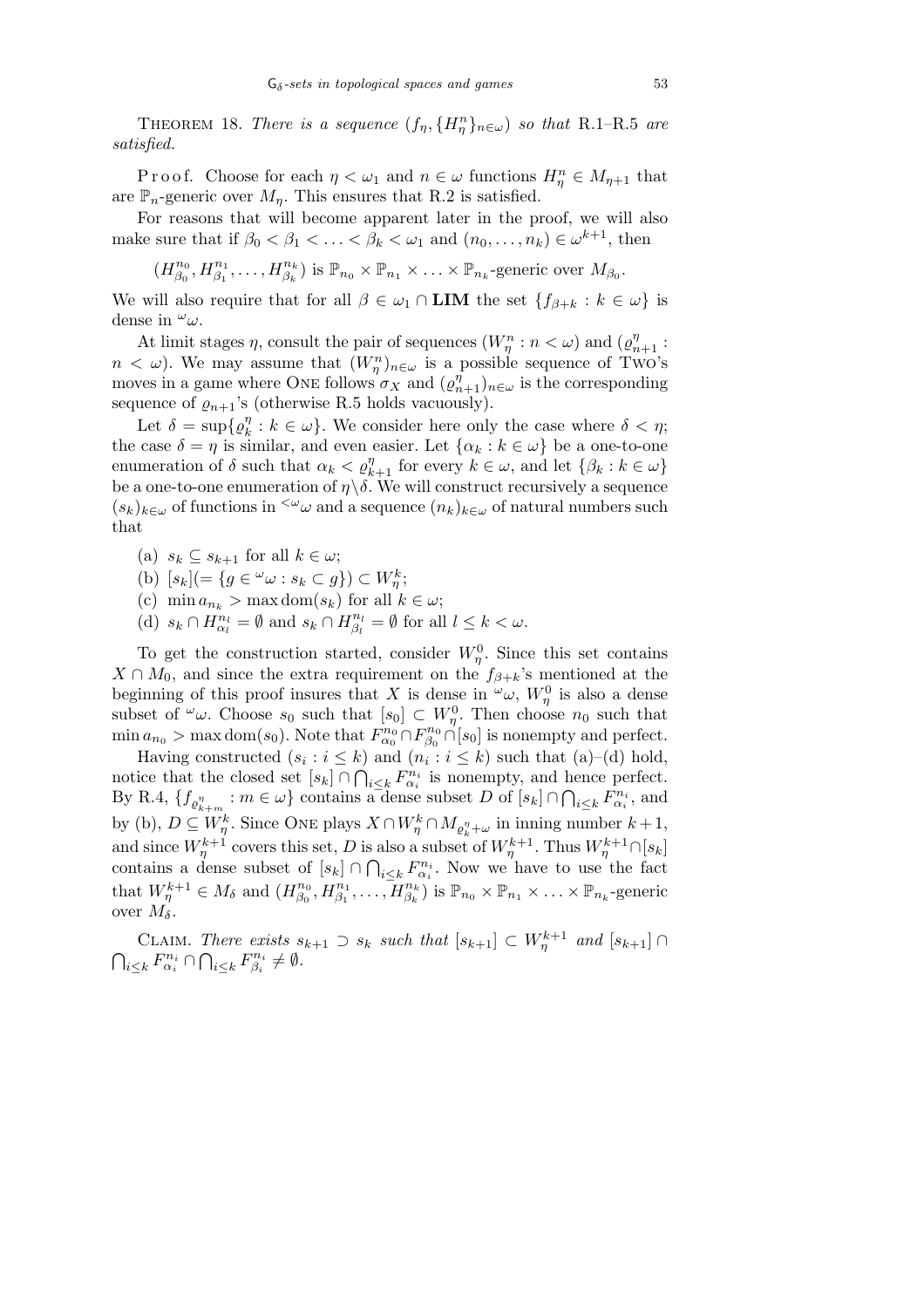THEOREM 18. *There is a sequence* $(f_\eta, \{H^n_\eta\}_{n\in\omega})$ *so that* R.1–R.5 *are satisfied.*

Proof. Choose for each $\eta < \omega_1$ and $n \in \omega$ functions $H^n_\eta \in M_{\eta+1}$ that are $\mathbb{P}_n$-generic over $M_\eta$. This ensures that R.2 is satisfied.

For reasons that will become apparent later in the proof, we will also make sure that if $\beta_0 < \beta_1 < \ldots < \beta_k < \omega_1$ and $(n_0, \ldots, n_k) \in \omega^{k+1}$, then

$$(H^{n_0}_{\beta_0}, H^{n_1}_{\beta_1}, \ldots, H^{n_k}_{\beta_k}) \text{ is } \mathbb{P}_{n_0} \times \mathbb{P}_{n_1} \times \ldots \times \mathbb{P}_{n_k}\text{-generic over } M_{\beta_0}.$$

We will also require that for all $\beta \in \omega_1 \cap \mathbf{LIM}$ the set $\{f_{\beta+k} : k \in \omega\}$ is dense in ${}^\omega\omega$.

At limit stages $\eta$, consult the pair of sequences $(W^n_\eta : n < \omega)$ and $(\varrho^\eta_{n+1} : n < \omega)$. We may assume that $(W^n_\eta)_{n\in\omega}$ is a possible sequence of TWO's moves in a game where ONE follows $\sigma_X$ and $(\varrho^\eta_{n+1})_{n\in\omega}$ is the corresponding sequence of $\varrho_{n+1}$'s (otherwise R.5 holds vacuously).

Let $\delta = \sup\{\varrho^\eta_k : k \in \omega\}$. We consider here only the case where $\delta < \eta$; the case $\delta = \eta$ is similar, and even easier. Let $\{\alpha_k : k \in \omega\}$ be a one-to-one enumeration of $\delta$ such that $\alpha_k < \varrho^\eta_{k+1}$ for every $k \in \omega$, and let $\{\beta_k : k \in \omega\}$ be a one-to-one enumeration of $\eta\setminus\delta$. We will construct recursively a sequence $(s_k)_{k\in\omega}$ of functions in ${}^{<\omega}\omega$ and a sequence $(n_k)_{k\in\omega}$ of natural numbers such that

- (a) $s_k \subseteq s_{k+1}$ for all $k \in \omega$;
- (b) $[s_k](= \{g \in {}^\omega\omega : s_k \subset g\}) \subset W^k_\eta$;
- (c) $\min a_{n_k} > \max \mathrm{dom}(s_k)$ for all $k \in \omega$;
- (d) $s_k \cap H^{n_l}_{\alpha_l} = \emptyset$ and $s_k \cap H^{n_l}_{\beta_l} = \emptyset$ for all $l \le k < \omega$.

To get the construction started, consider $W^0_\eta$. Since this set contains $X \cap M_0$, and since the extra requirement on the $f_{\beta+k}$'s mentioned at the beginning of this proof insures that $X$ is dense in ${}^\omega\omega$, $W^0_\eta$ is also a dense subset of ${}^\omega\omega$. Choose $s_0$ such that $[s_0] \subset W^0_\eta$. Then choose $n_0$ such that $\min a_{n_0} > \max \mathrm{dom}(s_0)$. Note that $F^{n_0}_{\alpha_0} \cap F^{n_0}_{\beta_0} \cap [s_0]$ is nonempty and perfect.

Having constructed $(s_i : i \le k)$ and $(n_i : i \le k)$ such that (a)–(d) hold, notice that the closed set $[s_k] \cap \bigcap_{i\le k} F^{n_i}_{\alpha_i}$ is nonempty, and hence perfect. By R.4, $\{f_{\varrho^\eta_{k+m}} : m \in \omega\}$ contains a dense subset $D$ of $[s_k] \cap \bigcap_{i\le k} F^{n_i}_{\alpha_i}$, and by (b), $D \subseteq W^k_\eta$. Since ONE plays $X \cap W^k_\eta \cap M_{\varrho^\eta_k+\omega}$ in inning number $k+1$, and since $W^{k+1}_\eta$ covers this set, $D$ is also a subset of $W^{k+1}_\eta$. Thus $W^{k+1}_\eta \cap [s_k]$ contains a dense subset of $[s_k] \cap \bigcap_{i\le k} F^{n_i}_{\alpha_i}$. Now we have to use the fact that $W^{k+1}_\eta \in M_\delta$ and $(H^{n_0}_{\beta_0}, H^{n_1}_{\beta_1}, \ldots, H^{n_k}_{\beta_k})$ is $\mathbb{P}_{n_0} \times \mathbb{P}_{n_1} \times \ldots \times \mathbb{P}_{n_k}$-generic over $M_\delta$.

CLAIM. *There exists* $s_{k+1} \supset s_k$ *such that* $[s_{k+1}] \subset W^{k+1}_\eta$ *and* $[s_{k+1}] \cap \bigcap_{i\le k} F^{n_i}_{\alpha_i} \cap \bigcap_{i\le k} F^{n_i}_{\beta_i} \ne \emptyset$.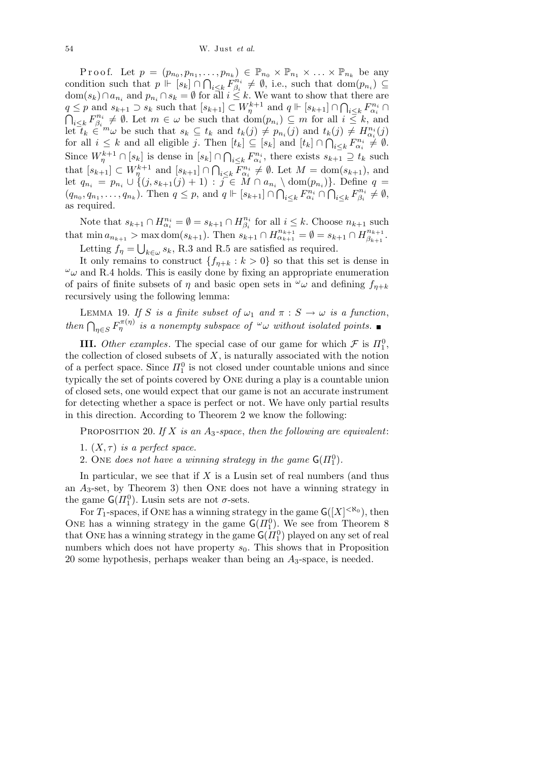P r o o f. Let $p = (p_{n_0}, p_{n_1}, \ldots, p_{n_k}) \in \mathbb{P}_{n_0} \times \mathbb{P}_{n_1} \times \ldots \times \mathbb{P}_{n_k}$ be any condition such that $p \Vdash [s_k] \cap \bigcap_{i\le k} F^{n_i}_{\beta_i} \neq \emptyset$, i.e., such that $\mathrm{dom}(p_{n_i}) \subseteq \mathrm{dom}(s_k) \cap a_{n_i}$ and $p_{n_i} \cap s_k = \emptyset$ for all $i \le k$. We want to show that there are $q \le p$ and $s_{k+1} \supset s_k$ such that $[s_{k+1}] \subset W^{k+1}_\eta$ and $q \Vdash [s_{k+1}] \cap \bigcap_{i\le k} F^{n_i}_{\alpha_i} \cap \bigcap_{i\le k} F^{n_i}_{\beta_i} \neq \emptyset$. Let $m \in \omega$ be such that $\mathrm{dom}(p_{n_i}) \subseteq m$ for all $i \le k$, and let $t_k \in {}^m\omega$ be such that $s_k \subseteq t_k$ and $t_k(j) \neq p_{n_i}(j)$ and $t_k(j) \neq H^{n_i}_{\alpha_i}(j)$ for all $i \le k$ and all eligible $j$. Then $[t_k] \subseteq [s_k]$ and $[t_k] \cap \bigcap_{i\le k} F^{n_i}_{\alpha_i} \neq \emptyset$. Since $W^{k+1}_\eta \cap [s_k]$ is dense in $[s_k] \cap \bigcap_{i\le k} F^{n_i}_{\alpha_i}$, there exists $s_{k+1} \supseteq t_k$ such that $[s_{k+1}] \subset W^{k+1}_\eta$ and $[s_{k+1}] \cap \bigcap_{i\le k} F^{n_i}_{\alpha_i} \neq \emptyset$. Let $M = \mathrm{dom}(s_{k+1})$, and let $q_{n_i} = p_{n_i} \cup \{(j, s_{k+1}(j)+1) : j \in M \cap a_{n_i} \setminus \mathrm{dom}(p_{n_i})\}$. Define $q = (q_{n_0}, q_{n_1}, \ldots, q_{n_k})$. Then $q \le p$, and $q \Vdash [s_{k+1}] \cap \bigcap_{i\le k} F^{n_i}_{\alpha_i} \cap \bigcap_{i\le k} F^{n_i}_{\beta_i} \neq \emptyset$, as required.

Note that $s_{k+1} \cap H^{n_i}_{\alpha_i} = \emptyset = s_{k+1} \cap H^{n_i}_{\beta_i}$ for all $i \le k$. Choose $n_{k+1}$ such that $\min a_{n_{k+1}} > \max \mathrm{dom}(s_{k+1})$. Then $s_{k+1} \cap H^{n_{k+1}}_{\alpha_{k+1}} = \emptyset = s_{k+1} \cap H^{n_{k+1}}_{\beta_{k+1}}$.

Letting $f_\eta = \bigcup_{k\in\omega} s_k$, R.3 and R.5 are satisfied as required.

It only remains to construct $\{f_{\eta+k} : k > 0\}$ so that this set is dense in ${}^\omega\omega$ and R.4 holds. This is easily done by fixing an appropriate enumeration of pairs of finite subsets of $\eta$ and basic open sets in ${}^\omega\omega$ and defining $f_{\eta+k}$ recursively using the following lemma:

LEMMA 19. *If $S$ is a finite subset of $\omega_1$ and $\pi : S \to \omega$ is a function, then $\bigcap_{\eta\in S} F^{\pi(\eta)}_\eta$ is a nonempty subspace of ${}^\omega\omega$ without isolated points.* ∎

**III.** *Other examples*. The special case of our game for which $\mathcal{F}$ is $\Pi^0_1$, the collection of closed subsets of $X$, is naturally associated with the notion of a perfect space. Since $\Pi^0_1$ is not closed under countable unions and since typically the set of points covered by ONE during a play is a countable union of closed sets, one would expect that our game is not an accurate instrument for detecting whether a space is perfect or not. We have only partial results in this direction. According to Theorem 2 we know the following:

PROPOSITION 20. *If $X$ is an $A_3$-space, then the following are equivalent*:

1. *$(X, \tau)$ is a perfect space.*
2. ONE *does not have a winning strategy in the game $\mathsf{G}(\Pi^0_1)$.*

In particular, we see that if $X$ is a Lusin set of real numbers (and thus an $A_3$-set, by Theorem 3) then ONE does not have a winning strategy in the game $\mathsf{G}(\Pi^0_1)$. Lusin sets are not $\sigma$-sets.

For $T_1$-spaces, if ONE has a winning strategy in the game $\mathsf{G}([X]^{<\aleph_0})$, then ONE has a winning strategy in the game $\mathsf{G}(\Pi^0_1)$. We see from Theorem 8 that ONE has a winning strategy in the game $\mathsf{G}(\Pi^0_1)$ played on any set of real numbers which does not have property $s_0$. This shows that in Proposition 20 some hypothesis, perhaps weaker than being an $A_3$-space, is needed.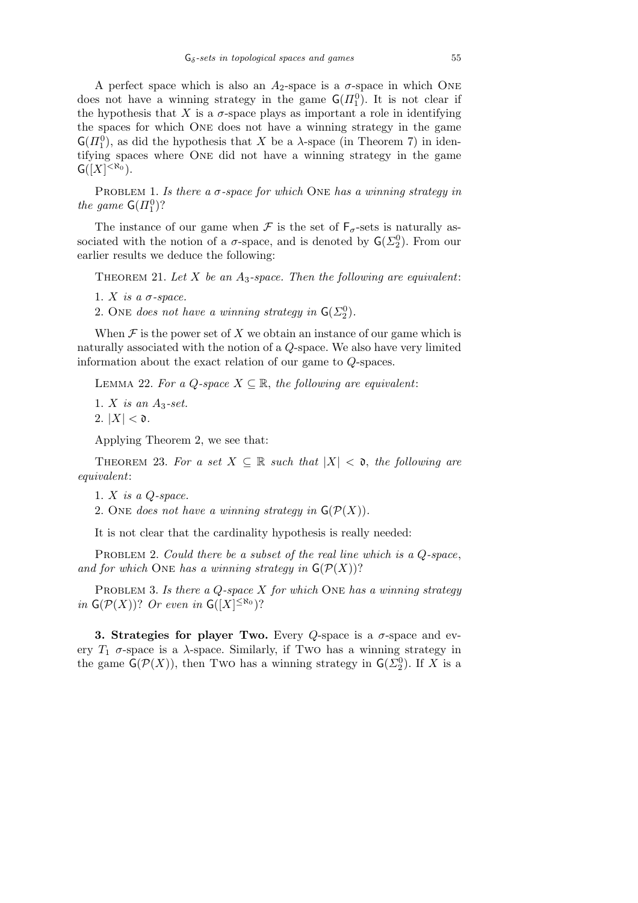A perfect space which is also an $A_2$-space is a $\sigma$-space in which ONE does not have a winning strategy in the game $\mathsf{G}(\Pi^0_1)$. It is not clear if the hypothesis that $X$ is a $\sigma$-space plays as important a role in identifying the spaces for which ONE does not have a winning strategy in the game $\mathsf{G}(\Pi^0_1)$, as did the hypothesis that $X$ be a $\lambda$-space (in Theorem 7) in identifying spaces where ONE did not have a winning strategy in the game $\mathsf{G}([X]^{<\aleph_0})$.

PROBLEM 1. *Is there a $\sigma$-space for which* ONE *has a winning strategy in the game $\mathsf{G}(\Pi^0_1)$?*

The instance of our game when $\mathcal{F}$ is the set of $\mathsf{F}_\sigma$-sets is naturally associated with the notion of a $\sigma$-space, and is denoted by $\mathsf{G}(\Sigma^0_2)$. From our earlier results we deduce the following:

THEOREM 21. *Let $X$ be an $A_3$-space. Then the following are equivalent*:

1. *$X$ is a $\sigma$-space.*
2. ONE *does not have a winning strategy in $\mathsf{G}(\Sigma^0_2)$.*

When $\mathcal{F}$ is the power set of $X$ we obtain an instance of our game which is naturally associated with the notion of a $Q$-space. We also have very limited information about the exact relation of our game to $Q$-spaces.

LEMMA 22. *For a $Q$-space $X \subseteq \mathbb{R}$, the following are equivalent*:

1. *$X$ is an $A_3$-set.*
2. *$|X| < \mathfrak{d}$.*

Applying Theorem 2, we see that:

THEOREM 23. *For a set $X \subseteq \mathbb{R}$ such that $|X| < \mathfrak{d}$, the following are equivalent*:

1. *$X$ is a $Q$-space.*
2. ONE *does not have a winning strategy in $\mathsf{G}(\mathcal{P}(X))$.*

It is not clear that the cardinality hypothesis is really needed:

PROBLEM 2. *Could there be a subset of the real line which is a $Q$-space, and for which* ONE *has a winning strategy in $\mathsf{G}(\mathcal{P}(X))$?*

PROBLEM 3. *Is there a $Q$-space $X$ for which* ONE *has a winning strategy in $\mathsf{G}(\mathcal{P}(X))$? Or even in $\mathsf{G}([X]^{\leq\aleph_0})$?*

**3. Strategies for player Two.** Every $Q$-space is a $\sigma$-space and every $T_1$ $\sigma$-space is a $\lambda$-space. Similarly, if TWO has a winning strategy in the game $\mathsf{G}(\mathcal{P}(X))$, then TWO has a winning strategy in $\mathsf{G}(\Sigma^0_2)$. If $X$ is a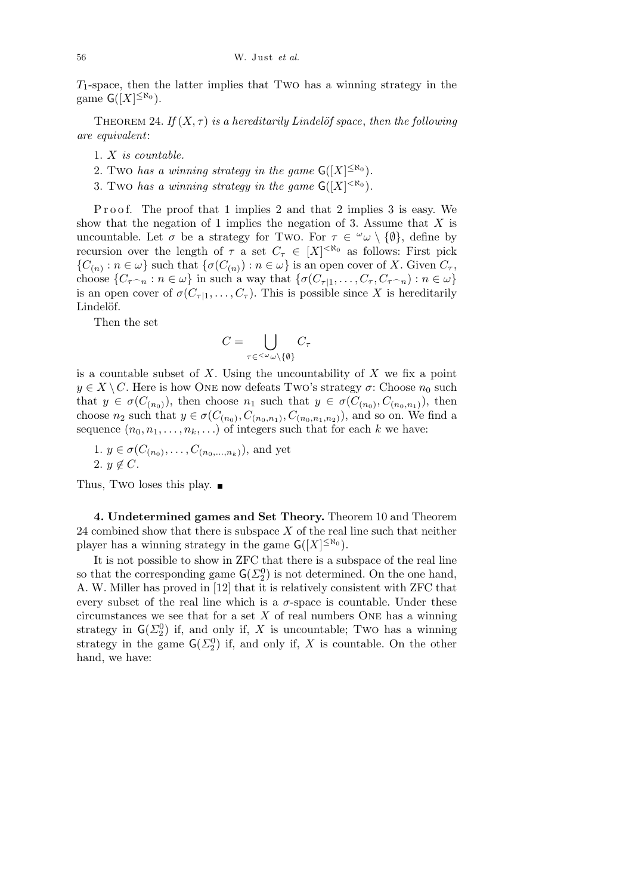$T_1$-space, then the latter implies that Two has a winning strategy in the game $\mathsf{G}([X]^{\leq\aleph_0})$.

Theorem 24. *If* $(X,\tau)$ *is a hereditarily Lindelöf space*, *then the following are equivalent*:

1. $X$ *is countable.*
2. Two *has a winning strategy in the game* $\mathsf{G}([X]^{\leq\aleph_0})$.
3. Two *has a winning strategy in the game* $\mathsf{G}([X]^{<\aleph_0})$.

Proof. The proof that 1 implies 2 and that 2 implies 3 is easy. We show that the negation of 1 implies the negation of 3. Assume that $X$ is uncountable. Let $\sigma$ be a strategy for Two. For $\tau \in {}^{\omega}\omega \setminus \{\emptyset\}$, define by recursion over the length of $\tau$ a set $C_\tau \in [X]^{<\aleph_0}$ as follows: First pick $\{C_{(n)} : n \in \omega\}$ such that $\{\sigma(C_{(n)}) : n \in \omega\}$ is an open cover of $X$. Given $C_\tau$, choose $\{C_{\tau^\frown n} : n \in \omega\}$ in such a way that $\{\sigma(C_{\tau|1}, \ldots, C_\tau, C_{\tau^\frown n}) : n \in \omega\}$ is an open cover of $\sigma(C_{\tau|1}, \ldots, C_\tau)$. This is possible since $X$ is hereditarily Lindelöf.

Then the set

$$C = \bigcup_{\tau \in {}^{<\omega}\omega \setminus \{\emptyset\}} C_\tau$$

is a countable subset of $X$. Using the uncountability of $X$ we fix a point $y \in X \setminus C$. Here is how One now defeats Two's strategy $\sigma$: Choose $n_0$ such that $y \in \sigma(C_{(n_0)})$, then choose $n_1$ such that $y \in \sigma(C_{(n_0)}, C_{(n_0,n_1)})$, then choose $n_2$ such that $y \in \sigma(C_{(n_0)}, C_{(n_0,n_1)}, C_{(n_0,n_1,n_2)})$, and so on. We find a sequence $(n_0, n_1, \ldots, n_k, \ldots)$ of integers such that for each $k$ we have:

1. $y \in \sigma(C_{(n_0)}, \ldots, C_{(n_0,\ldots,n_k)})$, and yet
2. $y \notin C$.

Thus, Two loses this play. ∎

**4. Undetermined games and Set Theory.** Theorem 10 and Theorem 24 combined show that there is subspace $X$ of the real line such that neither player has a winning strategy in the game $\mathsf{G}([X]^{\leq\aleph_0})$.

It is not possible to show in ZFC that there is a subspace of the real line so that the corresponding game $\mathsf{G}(\Sigma^0_2)$ is not determined. On the one hand, A. W. Miller has proved in [12] that it is relatively consistent with ZFC that every subset of the real line which is a $\sigma$-space is countable. Under these circumstances we see that for a set $X$ of real numbers One has a winning strategy in $\mathsf{G}(\Sigma^0_2)$ if, and only if, $X$ is uncountable; Two has a winning strategy in the game $\mathsf{G}(\Sigma^0_2)$ if, and only if, $X$ is countable. On the other hand, we have: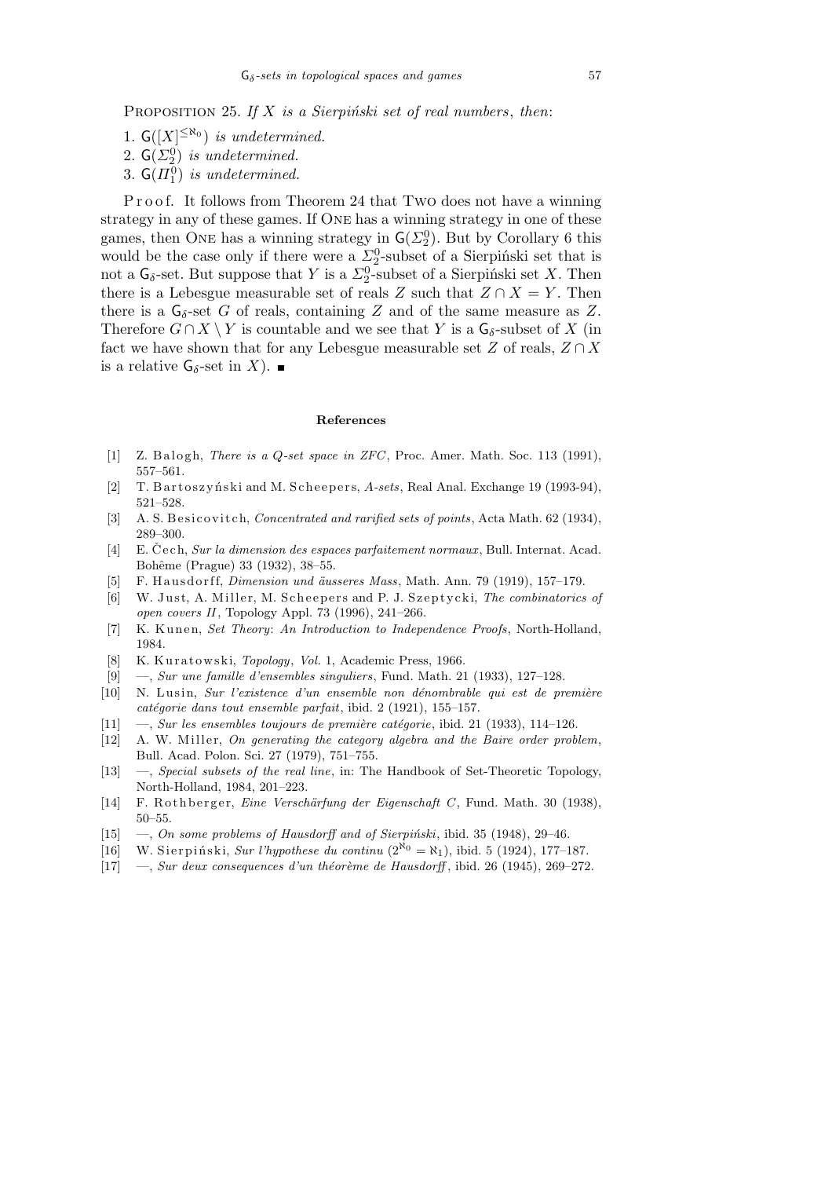PROPOSITION 25. *If $X$ is a Sierpiński set of real numbers, then*:

1. $\mathsf{G}([X]^{\leq\aleph_0})$ *is undetermined.*
2. $\mathsf{G}(\Sigma^0_2)$ *is undetermined.*
3. $\mathsf{G}(\Pi^0_1)$ *is undetermined.*

Proof. It follows from Theorem 24 that TWO does not have a winning strategy in any of these games. If ONE has a winning strategy in one of these games, then ONE has a winning strategy in $\mathsf{G}(\Sigma^0_2)$. But by Corollary 6 this would be the case only if there were a $\Sigma^0_2$-subset of a Sierpiński set that is not a $\mathsf{G}_\delta$-set. But suppose that $Y$ is a $\Sigma^0_2$-subset of a Sierpiński set $X$. Then there is a Lebesgue measurable set of reals $Z$ such that $Z \cap X = Y$. Then there is a $\mathsf{G}_\delta$-set $G$ of reals, containing $Z$ and of the same measure as $Z$. Therefore $G \cap X \setminus Y$ is countable and we see that $Y$ is a $\mathsf{G}_\delta$-subset of $X$ (in fact we have shown that for any Lebesgue measurable set $Z$ of reals, $Z \cap X$ is a relative $\mathsf{G}_\delta$-set in $X$). ■

## References

[1] Z. Balogh, *There is a Q-set space in ZFC*, Proc. Amer. Math. Soc. 113 (1991), 557–561.

[2] T. Bartoszyński and M. Scheepers, *A-sets*, Real Anal. Exchange 19 (1993-94), 521–528.

[3] A. S. Besicovitch, *Concentrated and rarified sets of points*, Acta Math. 62 (1934), 289–300.

[4] E. Čech, *Sur la dimension des espaces parfaitement normaux*, Bull. Internat. Acad. Bohême (Prague) 33 (1932), 38–55.

[5] F. Hausdorff, *Dimension und äusseres Mass*, Math. Ann. 79 (1919), 157–179.

[6] W. Just, A. Miller, M. Scheepers and P. J. Szeptycki, *The combinatorics of open covers II*, Topology Appl. 73 (1996), 241–266.

[7] K. Kunen, *Set Theory: An Introduction to Independence Proofs*, North-Holland, 1984.

[8] K. Kuratowski, *Topology*, *Vol.* 1, Academic Press, 1966.

[9] —, *Sur une famille d'ensembles singuliers*, Fund. Math. 21 (1933), 127–128.

[10] N. Lusin, *Sur l'existence d'un ensemble non dénombrable qui est de première catégorie dans tout ensemble parfait*, ibid. 2 (1921), 155–157.

[11] —, *Sur les ensembles toujours de première catégorie*, ibid. 21 (1933), 114–126.

[12] A. W. Miller, *On generating the category algebra and the Baire order problem*, Bull. Acad. Polon. Sci. 27 (1979), 751–755.

[13] —, *Special subsets of the real line*, in: The Handbook of Set-Theoretic Topology, North-Holland, 1984, 201–223.

[14] F. Rothberger, *Eine Verschärfung der Eigenschaft C*, Fund. Math. 30 (1938), 50–55.

[15] —, *On some problems of Hausdorff and of Sierpiński*, ibid. 35 (1948), 29–46.

[16] W. Sierpiński, *Sur l'hypothese du continu* ($2^{\aleph_0} = \aleph_1$), ibid. 5 (1924), 177–187.

[17] —, *Sur deux consequences d'un théorème de Hausdorff*, ibid. 26 (1945), 269–272.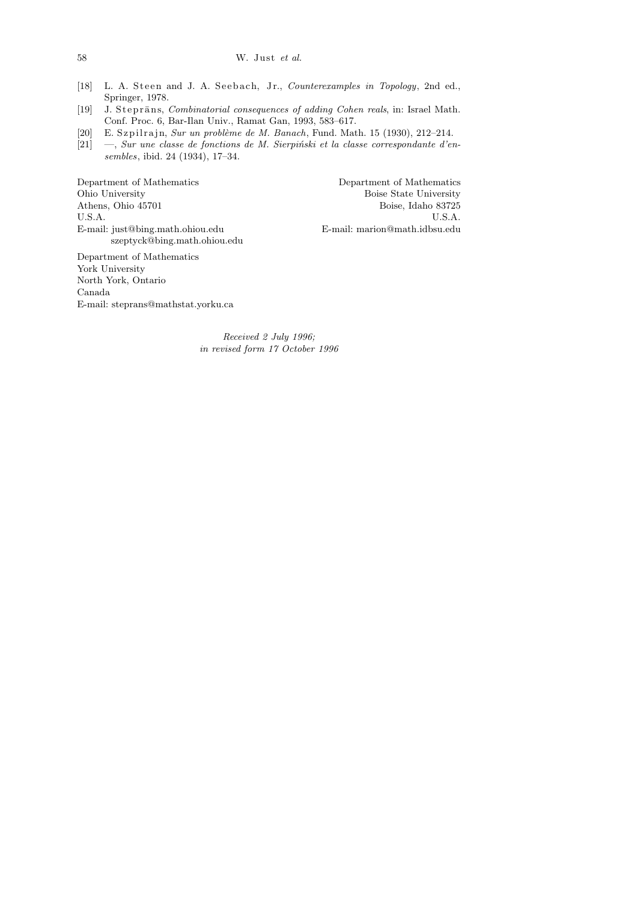[18] L. A. Steen and J. A. Seebach, Jr., *Counterexamples in Topology*, 2nd ed., Springer, 1978.

[19] J. Steprāns, *Combinatorial consequences of adding Cohen reals*, in: Israel Math. Conf. Proc. 6, Bar-Ilan Univ., Ramat Gan, 1993, 583–617.

[20] E. Szpilrajn, *Sur un problème de M. Banach*, Fund. Math. 15 (1930), 212–214.

[21] —, *Sur une classe de fonctions de M. Sierpiński et la classe correspondante d'ensembles*, ibid. 24 (1934), 17–34.

Department of Mathematics
Ohio University
Athens, Ohio 45701
U.S.A.
E-mail: just@bing.math.ohiou.edu
szeptyck@bing.math.ohiou.edu

Department of Mathematics
Boise State University
Boise, Idaho 83725
U.S.A.
E-mail: marion@math.idbsu.edu

Department of Mathematics
York University
North York, Ontario
Canada
E-mail: steprans@mathstat.yorku.ca

*Received 2 July 1996;*
*in revised form 17 October 1996*